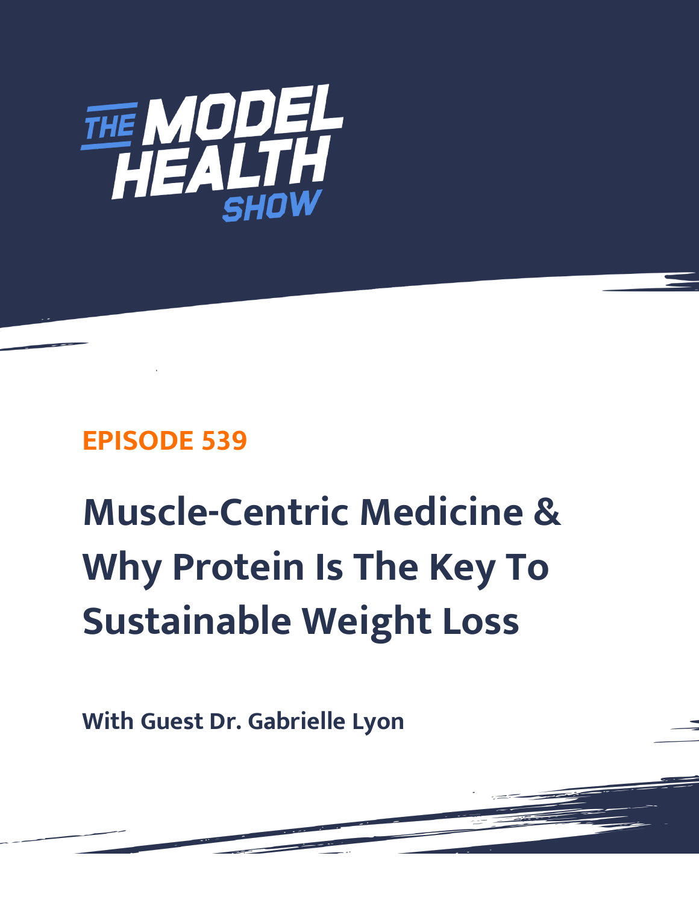# THE MODEL HEALTH SHOW

## EPISODE 539

# Muscle-Centric Medicine & Why Protein Is The Key To Sustainable Weight Loss

**With Guest Dr. Gabrielle Lyon**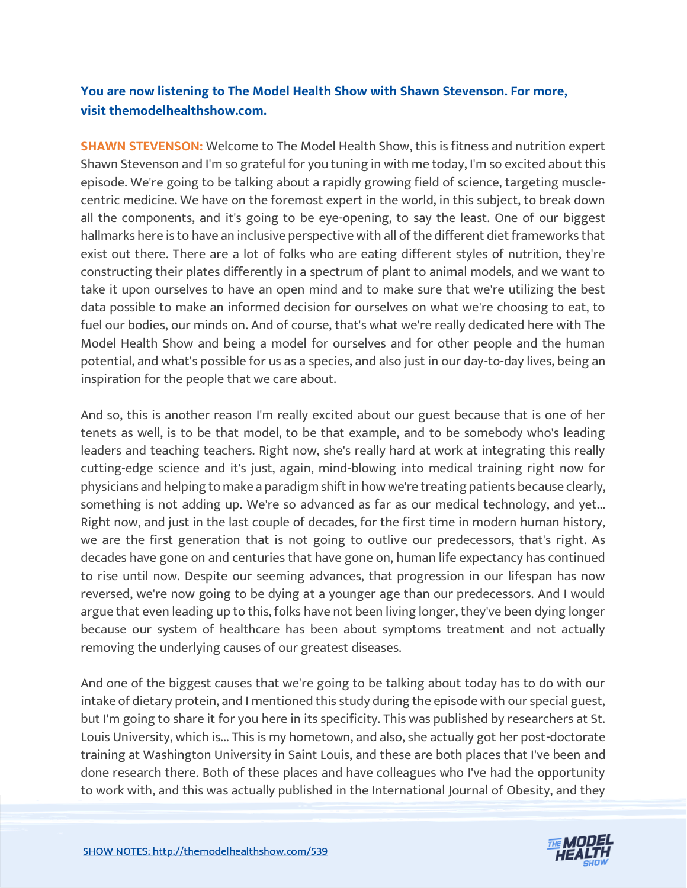**You are now listening to The Model Health Show with Shawn Stevenson. For more, visit themodelhealthshow.com.**

**SHAWN STEVENSON:** Welcome to The Model Health Show, this is fitness and nutrition expert Shawn Stevenson and I'm so grateful for you tuning in with me today, I'm so excited about this episode. We're going to be talking about a rapidly growing field of science, targeting muscle-centric medicine. We have on the foremost expert in the world, in this subject, to break down all the components, and it's going to be eye-opening, to say the least. One of our biggest hallmarks here is to have an inclusive perspective with all of the different diet frameworks that exist out there. There are a lot of folks who are eating different styles of nutrition, they're constructing their plates differently in a spectrum of plant to animal models, and we want to take it upon ourselves to have an open mind and to make sure that we're utilizing the best data possible to make an informed decision for ourselves on what we're choosing to eat, to fuel our bodies, our minds on. And of course, that's what we're really dedicated here with The Model Health Show and being a model for ourselves and for other people and the human potential, and what's possible for us as a species, and also just in our day-to-day lives, being an inspiration for the people that we care about.

And so, this is another reason I'm really excited about our guest because that is one of her tenets as well, is to be that model, to be that example, and to be somebody who's leading leaders and teaching teachers. Right now, she's really hard at work at integrating this really cutting-edge science and it's just, again, mind-blowing into medical training right now for physicians and helping to make a paradigm shift in how we're treating patients because clearly, something is not adding up. We're so advanced as far as our medical technology, and yet... Right now, and just in the last couple of decades, for the first time in modern human history, we are the first generation that is not going to outlive our predecessors, that's right. As decades have gone on and centuries that have gone on, human life expectancy has continued to rise until now. Despite our seeming advances, that progression in our lifespan has now reversed, we're now going to be dying at a younger age than our predecessors. And I would argue that even leading up to this, folks have not been living longer, they've been dying longer because our system of healthcare has been about symptoms treatment and not actually removing the underlying causes of our greatest diseases.

And one of the biggest causes that we're going to be talking about today has to do with our intake of dietary protein, and I mentioned this study during the episode with our special guest, but I'm going to share it for you here in its specificity. This was published by researchers at St. Louis University, which is... This is my hometown, and also, she actually got her post-doctorate training at Washington University in Saint Louis, and these are both places that I've been and done research there. Both of these places and have colleagues who I've had the opportunity to work with, and this was actually published in the International Journal of Obesity, and they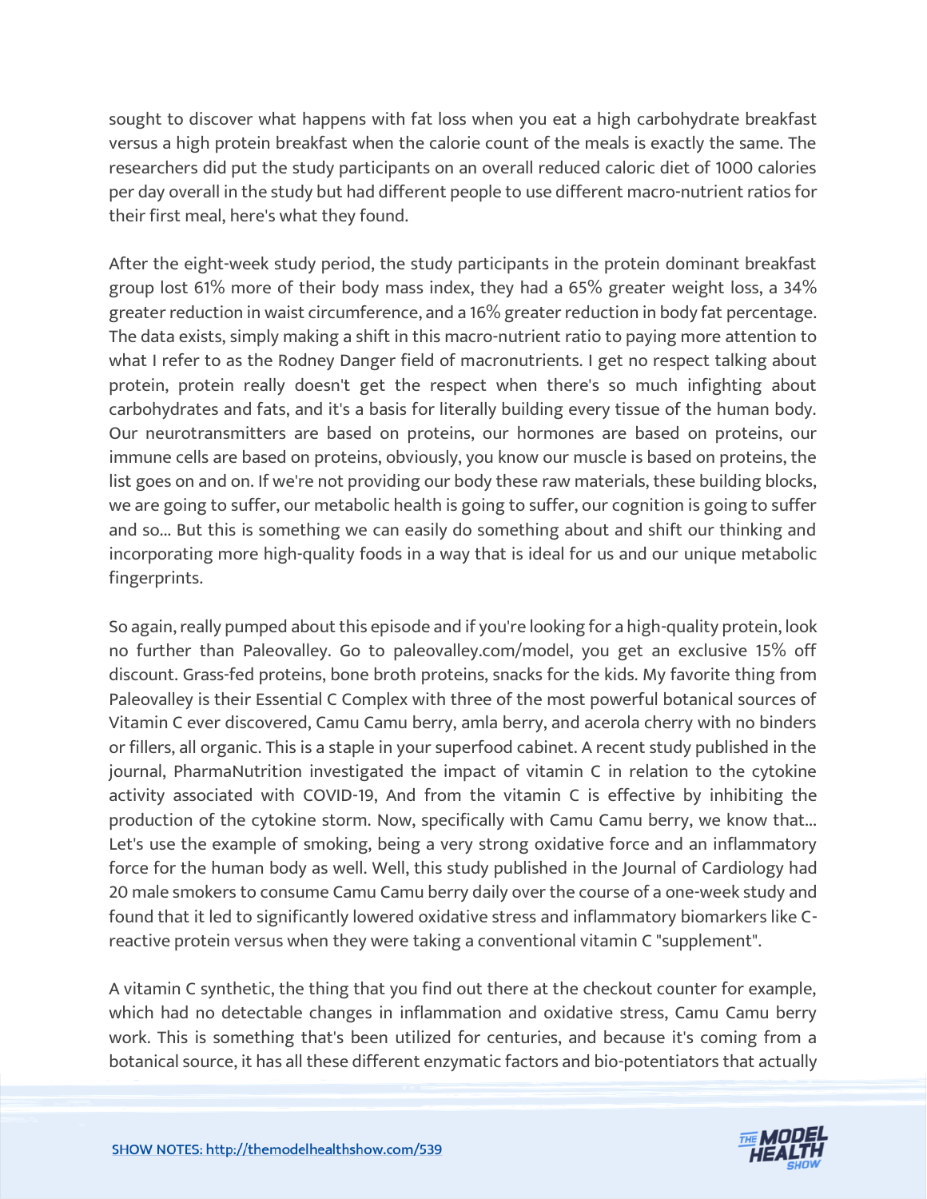sought to discover what happens with fat loss when you eat a high carbohydrate breakfast versus a high protein breakfast when the calorie count of the meals is exactly the same. The researchers did put the study participants on an overall reduced caloric diet of 1000 calories per day overall in the study but had different people to use different macro-nutrient ratios for their first meal, here's what they found.

After the eight-week study period, the study participants in the protein dominant breakfast group lost 61% more of their body mass index, they had a 65% greater weight loss, a 34% greater reduction in waist circumference, and a 16% greater reduction in body fat percentage. The data exists, simply making a shift in this macro-nutrient ratio to paying more attention to what I refer to as the Rodney Danger field of macronutrients. I get no respect talking about protein, protein really doesn't get the respect when there's so much infighting about carbohydrates and fats, and it's a basis for literally building every tissue of the human body. Our neurotransmitters are based on proteins, our hormones are based on proteins, our immune cells are based on proteins, obviously, you know our muscle is based on proteins, the list goes on and on. If we're not providing our body these raw materials, these building blocks, we are going to suffer, our metabolic health is going to suffer, our cognition is going to suffer and so... But this is something we can easily do something about and shift our thinking and incorporating more high-quality foods in a way that is ideal for us and our unique metabolic fingerprints.

So again, really pumped about this episode and if you're looking for a high-quality protein, look no further than Paleovalley. Go to paleovalley.com/model, you get an exclusive 15% off discount. Grass-fed proteins, bone broth proteins, snacks for the kids. My favorite thing from Paleovalley is their Essential C Complex with three of the most powerful botanical sources of Vitamin C ever discovered, Camu Camu berry, amla berry, and acerola cherry with no binders or fillers, all organic. This is a staple in your superfood cabinet. A recent study published in the journal, PharmaNutrition investigated the impact of vitamin C in relation to the cytokine activity associated with COVID-19, And from the vitamin C is effective by inhibiting the production of the cytokine storm. Now, specifically with Camu Camu berry, we know that... Let's use the example of smoking, being a very strong oxidative force and an inflammatory force for the human body as well. Well, this study published in the Journal of Cardiology had 20 male smokers to consume Camu Camu berry daily over the course of a one-week study and found that it led to significantly lowered oxidative stress and inflammatory biomarkers like C-reactive protein versus when they were taking a conventional vitamin C "supplement".

A vitamin C synthetic, the thing that you find out there at the checkout counter for example, which had no detectable changes in inflammation and oxidative stress, Camu Camu berry work. This is something that's been utilized for centuries, and because it's coming from a botanical source, it has all these different enzymatic factors and bio-potentiators that actually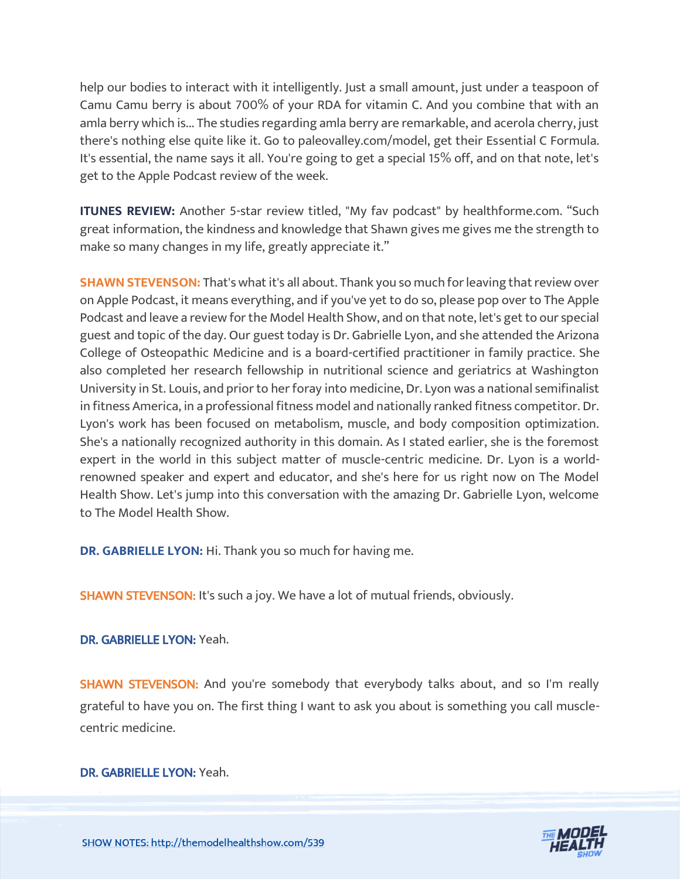help our bodies to interact with it intelligently. Just a small amount, just under a teaspoon of Camu Camu berry is about 700% of your RDA for vitamin C. And you combine that with an amla berry which is... The studies regarding amla berry are remarkable, and acerola cherry, just there's nothing else quite like it. Go to paleovalley.com/model, get their Essential C Formula. It's essential, the name says it all. You're going to get a special 15% off, and on that note, let's get to the Apple Podcast review of the week.

**ITUNES REVIEW:** Another 5-star review titled, "My fav podcast" by healthforme.com. "Such great information, the kindness and knowledge that Shawn gives me gives me the strength to make so many changes in my life, greatly appreciate it."

**SHAWN STEVENSON:** That's what it's all about. Thank you so much for leaving that review over on Apple Podcast, it means everything, and if you've yet to do so, please pop over to The Apple Podcast and leave a review for the Model Health Show, and on that note, let's get to our special guest and topic of the day. Our guest today is Dr. Gabrielle Lyon, and she attended the Arizona College of Osteopathic Medicine and is a board-certified practitioner in family practice. She also completed her research fellowship in nutritional science and geriatrics at Washington University in St. Louis, and prior to her foray into medicine, Dr. Lyon was a national semifinalist in fitness America, in a professional fitness model and nationally ranked fitness competitor. Dr. Lyon's work has been focused on metabolism, muscle, and body composition optimization. She's a nationally recognized authority in this domain. As I stated earlier, she is the foremost expert in the world in this subject matter of muscle-centric medicine. Dr. Lyon is a world-renowned speaker and expert and educator, and she's here for us right now on The Model Health Show. Let's jump into this conversation with the amazing Dr. Gabrielle Lyon, welcome to The Model Health Show.

**DR. GABRIELLE LYON:** Hi. Thank you so much for having me.

**SHAWN STEVENSON:** It's such a joy. We have a lot of mutual friends, obviously.

**DR. GABRIELLE LYON:** Yeah.

**SHAWN STEVENSON:** And you're somebody that everybody talks about, and so I'm really grateful to have you on. The first thing I want to ask you about is something you call muscle-centric medicine.

**DR. GABRIELLE LYON:** Yeah.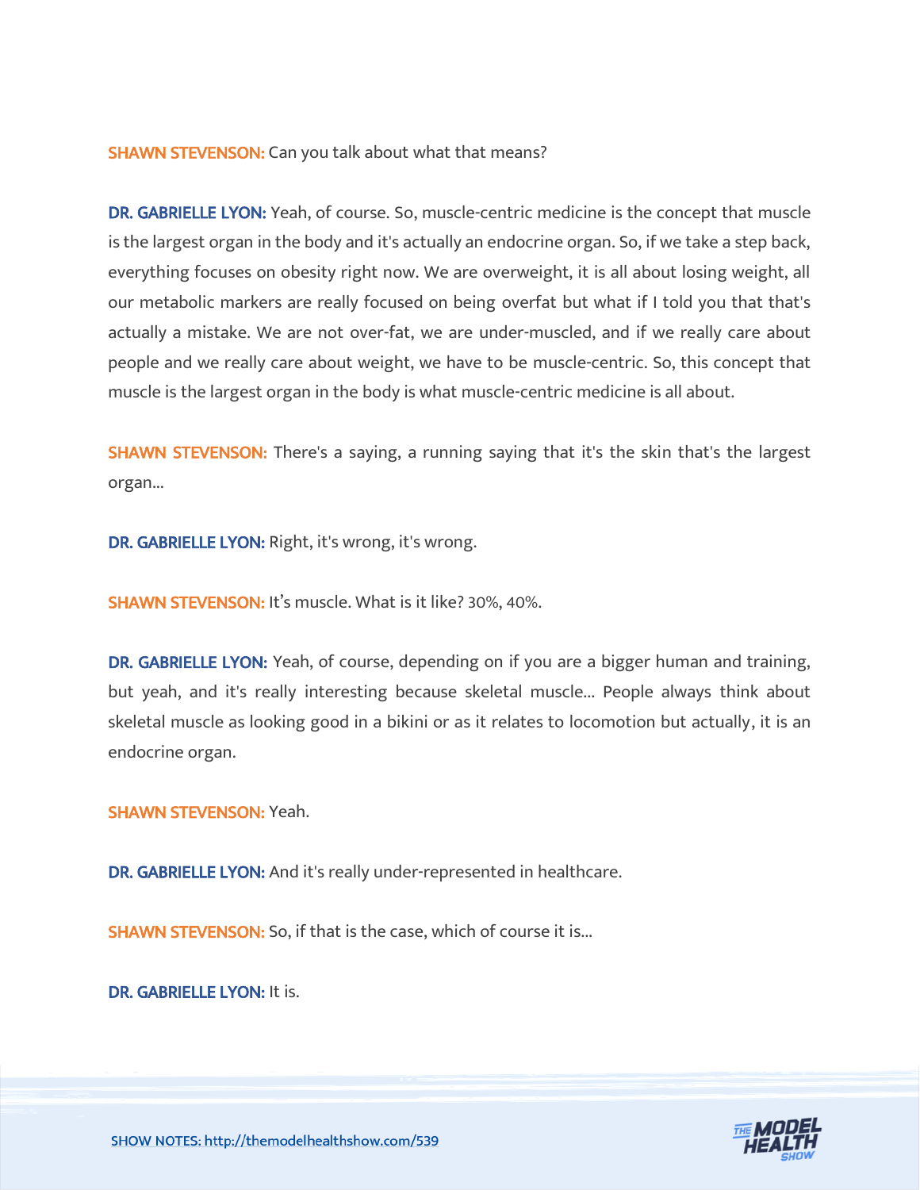**SHAWN STEVENSON:** Can you talk about what that means?

**DR. GABRIELLE LYON:** Yeah, of course. So, muscle-centric medicine is the concept that muscle is the largest organ in the body and it's actually an endocrine organ. So, if we take a step back, everything focuses on obesity right now. We are overweight, it is all about losing weight, all our metabolic markers are really focused on being overfat but what if I told you that that's actually a mistake. We are not over-fat, we are under-muscled, and if we really care about people and we really care about weight, we have to be muscle-centric. So, this concept that muscle is the largest organ in the body is what muscle-centric medicine is all about.

**SHAWN STEVENSON:** There's a saying, a running saying that it's the skin that's the largest organ...

**DR. GABRIELLE LYON:** Right, it's wrong, it's wrong.

**SHAWN STEVENSON:** It's muscle. What is it like? 30%, 40%.

**DR. GABRIELLE LYON:** Yeah, of course, depending on if you are a bigger human and training, but yeah, and it's really interesting because skeletal muscle... People always think about skeletal muscle as looking good in a bikini or as it relates to locomotion but actually, it is an endocrine organ.

**SHAWN STEVENSON:** Yeah.

**DR. GABRIELLE LYON:** And it's really under-represented in healthcare.

**SHAWN STEVENSON:** So, if that is the case, which of course it is...

**DR. GABRIELLE LYON:** It is.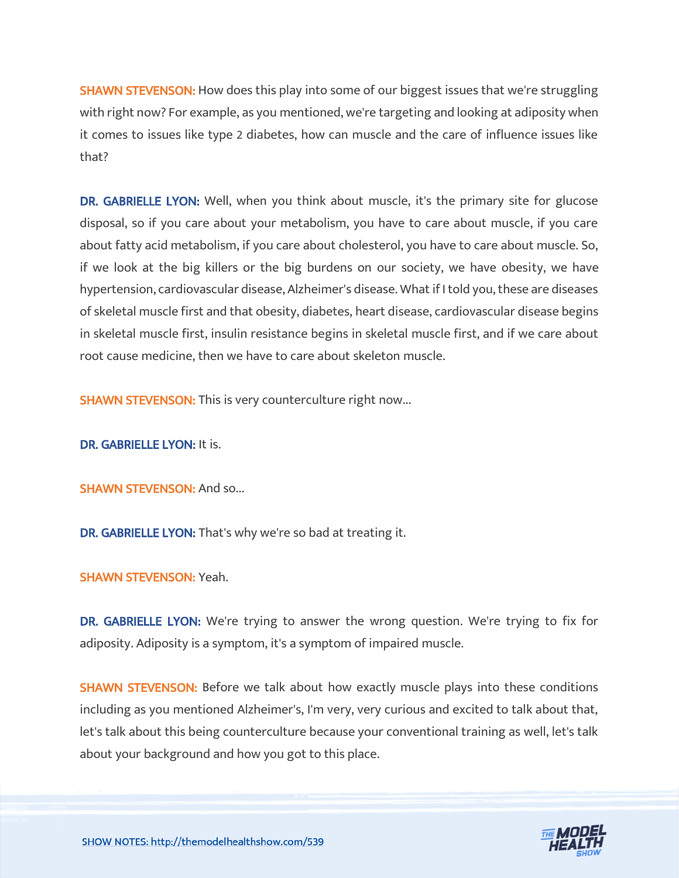**SHAWN STEVENSON:** How does this play into some of our biggest issues that we're struggling with right now? For example, as you mentioned, we're targeting and looking at adiposity when it comes to issues like type 2 diabetes, how can muscle and the care of influence issues like that?

**DR. GABRIELLE LYON:** Well, when you think about muscle, it's the primary site for glucose disposal, so if you care about your metabolism, you have to care about muscle, if you care about fatty acid metabolism, if you care about cholesterol, you have to care about muscle. So, if we look at the big killers or the big burdens on our society, we have obesity, we have hypertension, cardiovascular disease, Alzheimer's disease. What if I told you, these are diseases of skeletal muscle first and that obesity, diabetes, heart disease, cardiovascular disease begins in skeletal muscle first, insulin resistance begins in skeletal muscle first, and if we care about root cause medicine, then we have to care about skeleton muscle.

**SHAWN STEVENSON:** This is very counterculture right now...

**DR. GABRIELLE LYON:** It is.

**SHAWN STEVENSON:** And so...

**DR. GABRIELLE LYON:** That's why we're so bad at treating it.

**SHAWN STEVENSON:** Yeah.

**DR. GABRIELLE LYON:** We're trying to answer the wrong question. We're trying to fix for adiposity. Adiposity is a symptom, it's a symptom of impaired muscle.

**SHAWN STEVENSON:** Before we talk about how exactly muscle plays into these conditions including as you mentioned Alzheimer's, I'm very, very curious and excited to talk about that, let's talk about this being counterculture because your conventional training as well, let's talk about your background and how you got to this place.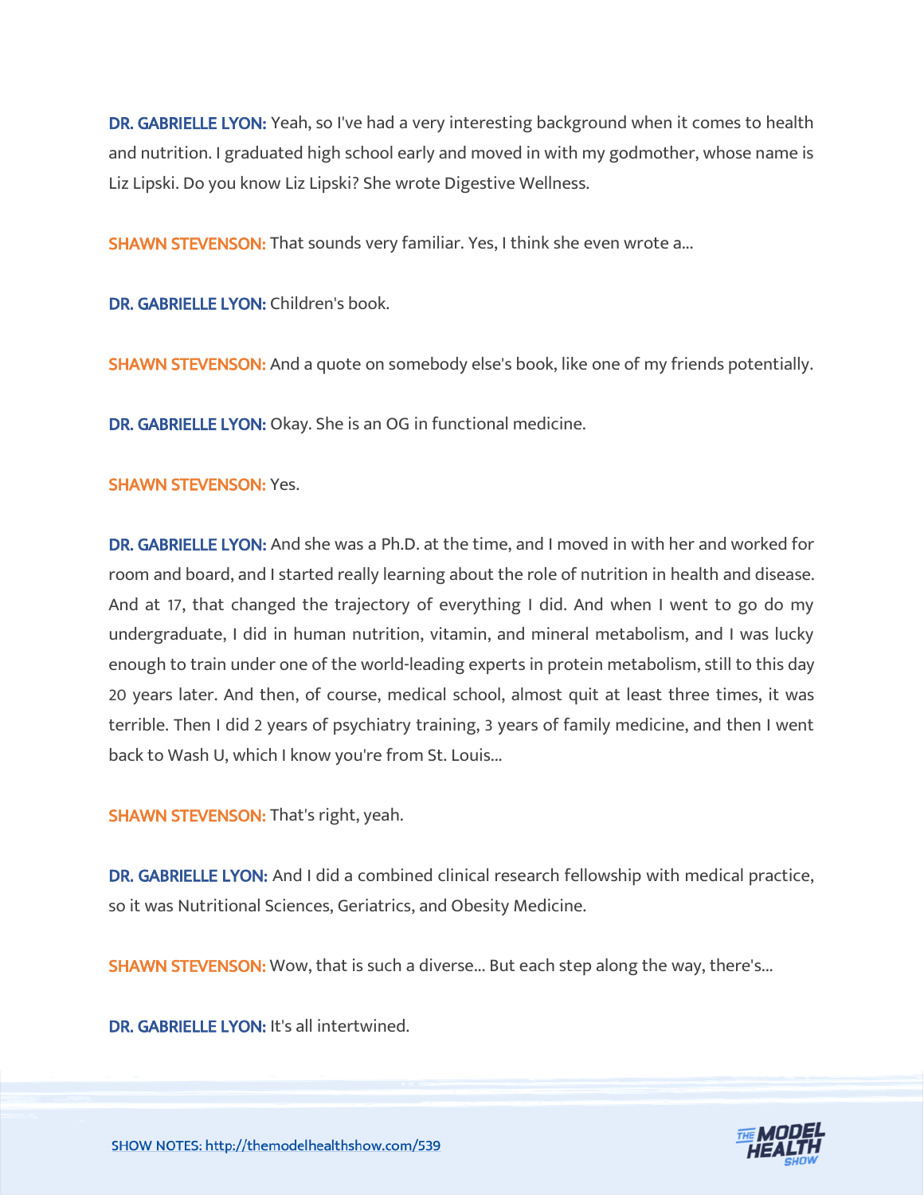**DR. GABRIELLE LYON:** Yeah, so I've had a very interesting background when it comes to health and nutrition. I graduated high school early and moved in with my godmother, whose name is Liz Lipski. Do you know Liz Lipski? She wrote Digestive Wellness.

**SHAWN STEVENSON:** That sounds very familiar. Yes, I think she even wrote a...

**DR. GABRIELLE LYON:** Children's book.

**SHAWN STEVENSON:** And a quote on somebody else's book, like one of my friends potentially.

**DR. GABRIELLE LYON:** Okay. She is an OG in functional medicine.

**SHAWN STEVENSON:** Yes.

**DR. GABRIELLE LYON:** And she was a Ph.D. at the time, and I moved in with her and worked for room and board, and I started really learning about the role of nutrition in health and disease. And at 17, that changed the trajectory of everything I did. And when I went to go do my undergraduate, I did in human nutrition, vitamin, and mineral metabolism, and I was lucky enough to train under one of the world-leading experts in protein metabolism, still to this day 20 years later. And then, of course, medical school, almost quit at least three times, it was terrible. Then I did 2 years of psychiatry training, 3 years of family medicine, and then I went back to Wash U, which I know you're from St. Louis...

**SHAWN STEVENSON:** That's right, yeah.

**DR. GABRIELLE LYON:** And I did a combined clinical research fellowship with medical practice, so it was Nutritional Sciences, Geriatrics, and Obesity Medicine.

**SHAWN STEVENSON:** Wow, that is such a diverse... But each step along the way, there's...

**DR. GABRIELLE LYON:** It's all intertwined.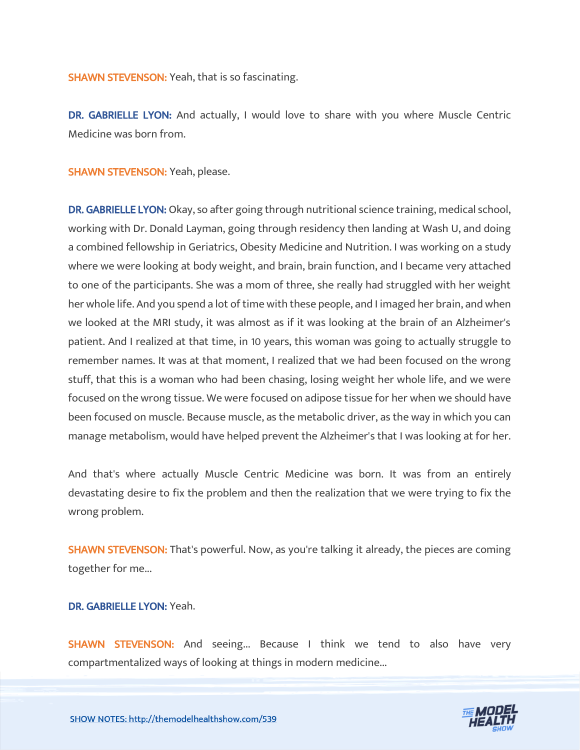**SHAWN STEVENSON:** Yeah, that is so fascinating.

**DR. GABRIELLE LYON:** And actually, I would love to share with you where Muscle Centric Medicine was born from.

**SHAWN STEVENSON:** Yeah, please.

**DR. GABRIELLE LYON:** Okay, so after going through nutritional science training, medical school, working with Dr. Donald Layman, going through residency then landing at Wash U, and doing a combined fellowship in Geriatrics, Obesity Medicine and Nutrition. I was working on a study where we were looking at body weight, and brain, brain function, and I became very attached to one of the participants. She was a mom of three, she really had struggled with her weight her whole life. And you spend a lot of time with these people, and I imaged her brain, and when we looked at the MRI study, it was almost as if it was looking at the brain of an Alzheimer's patient. And I realized at that time, in 10 years, this woman was going to actually struggle to remember names. It was at that moment, I realized that we had been focused on the wrong stuff, that this is a woman who had been chasing, losing weight her whole life, and we were focused on the wrong tissue. We were focused on adipose tissue for her when we should have been focused on muscle. Because muscle, as the metabolic driver, as the way in which you can manage metabolism, would have helped prevent the Alzheimer's that I was looking at for her.

And that's where actually Muscle Centric Medicine was born. It was from an entirely devastating desire to fix the problem and then the realization that we were trying to fix the wrong problem.

**SHAWN STEVENSON:** That's powerful. Now, as you're talking it already, the pieces are coming together for me...

**DR. GABRIELLE LYON:** Yeah.

**SHAWN STEVENSON:** And seeing... Because I think we tend to also have very compartmentalized ways of looking at things in modern medicine...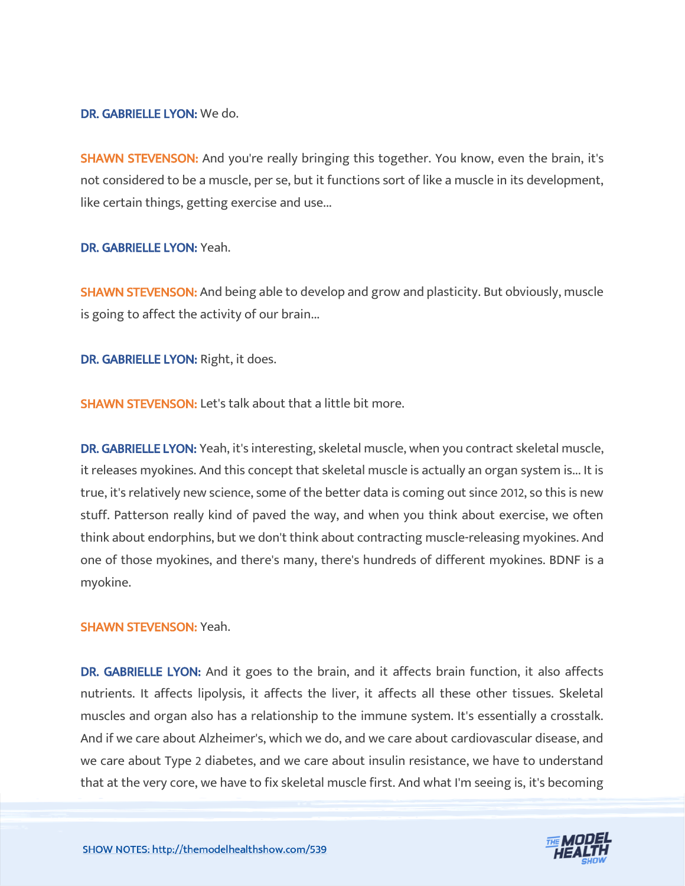**DR. GABRIELLE LYON:** We do.

**SHAWN STEVENSON:** And you're really bringing this together. You know, even the brain, it's not considered to be a muscle, per se, but it functions sort of like a muscle in its development, like certain things, getting exercise and use...

**DR. GABRIELLE LYON:** Yeah.

**SHAWN STEVENSON:** And being able to develop and grow and plasticity. But obviously, muscle is going to affect the activity of our brain...

**DR. GABRIELLE LYON:** Right, it does.

**SHAWN STEVENSON:** Let's talk about that a little bit more.

**DR. GABRIELLE LYON:** Yeah, it's interesting, skeletal muscle, when you contract skeletal muscle, it releases myokines. And this concept that skeletal muscle is actually an organ system is... It is true, it's relatively new science, some of the better data is coming out since 2012, so this is new stuff. Patterson really kind of paved the way, and when you think about exercise, we often think about endorphins, but we don't think about contracting muscle-releasing myokines. And one of those myokines, and there's many, there's hundreds of different myokines. BDNF is a myokine.

**SHAWN STEVENSON:** Yeah.

**DR. GABRIELLE LYON:** And it goes to the brain, and it affects brain function, it also affects nutrients. It affects lipolysis, it affects the liver, it affects all these other tissues. Skeletal muscles and organ also has a relationship to the immune system. It's essentially a crosstalk. And if we care about Alzheimer's, which we do, and we care about cardiovascular disease, and we care about Type 2 diabetes, and we care about insulin resistance, we have to understand that at the very core, we have to fix skeletal muscle first. And what I'm seeing is, it's becoming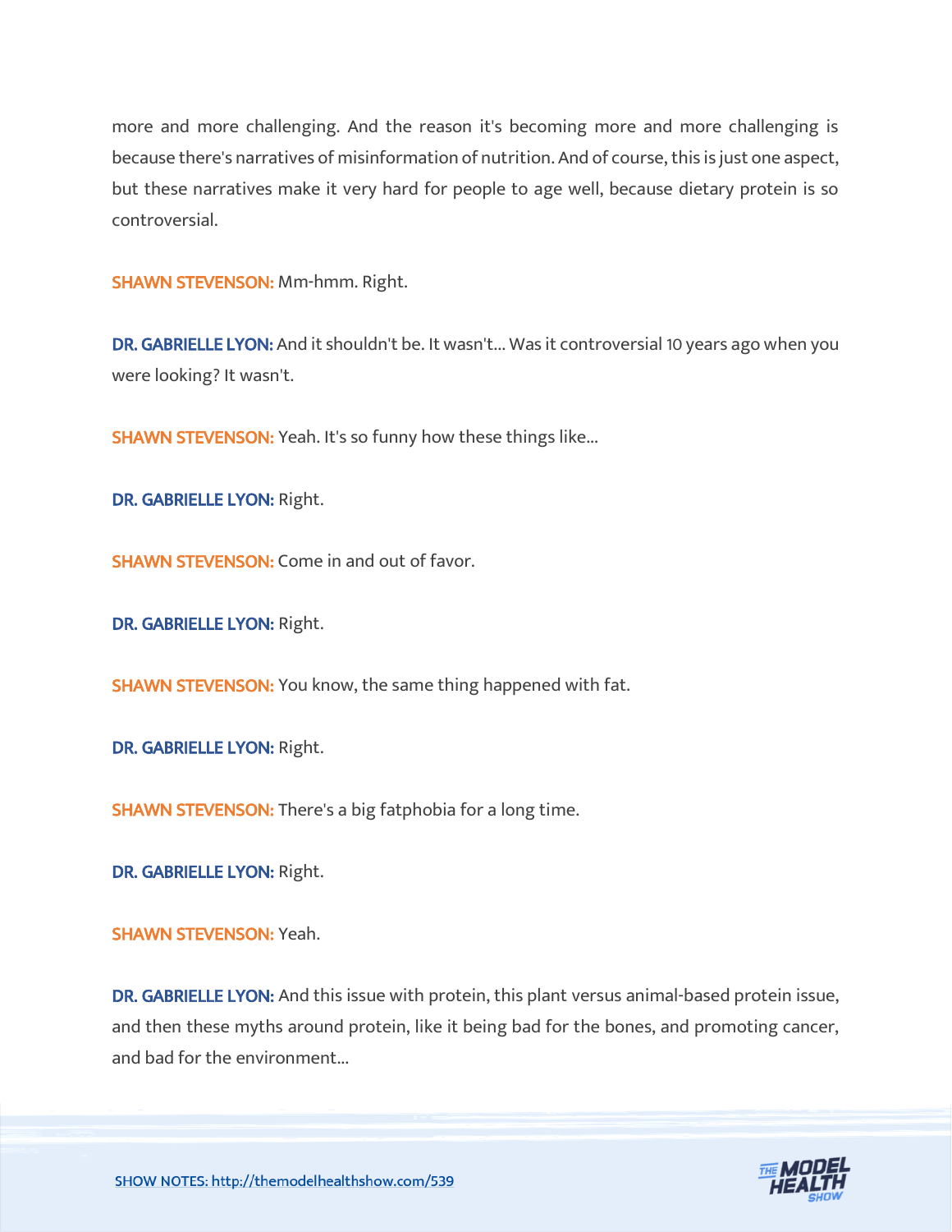more and more challenging. And the reason it's becoming more and more challenging is because there's narratives of misinformation of nutrition. And of course, this is just one aspect, but these narratives make it very hard for people to age well, because dietary protein is so controversial.

**SHAWN STEVENSON:** Mm-hmm. Right.

**DR. GABRIELLE LYON:** And it shouldn't be. It wasn't... Was it controversial 10 years ago when you were looking? It wasn't.

**SHAWN STEVENSON:** Yeah. It's so funny how these things like...

**DR. GABRIELLE LYON:** Right.

**SHAWN STEVENSON:** Come in and out of favor.

**DR. GABRIELLE LYON:** Right.

**SHAWN STEVENSON:** You know, the same thing happened with fat.

**DR. GABRIELLE LYON:** Right.

**SHAWN STEVENSON:** There's a big fatphobia for a long time.

**DR. GABRIELLE LYON:** Right.

**SHAWN STEVENSON:** Yeah.

**DR. GABRIELLE LYON:** And this issue with protein, this plant versus animal-based protein issue, and then these myths around protein, like it being bad for the bones, and promoting cancer, and bad for the environment...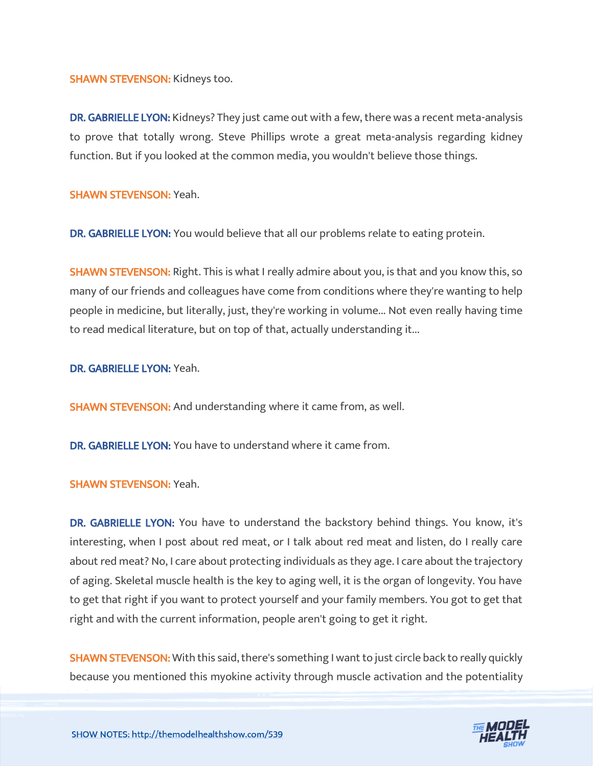**SHAWN STEVENSON:** Kidneys too.

**DR. GABRIELLE LYON:** Kidneys? They just came out with a few, there was a recent meta-analysis to prove that totally wrong. Steve Phillips wrote a great meta-analysis regarding kidney function. But if you looked at the common media, you wouldn't believe those things.

**SHAWN STEVENSON:** Yeah.

**DR. GABRIELLE LYON:** You would believe that all our problems relate to eating protein.

**SHAWN STEVENSON:** Right. This is what I really admire about you, is that and you know this, so many of our friends and colleagues have come from conditions where they're wanting to help people in medicine, but literally, just, they're working in volume... Not even really having time to read medical literature, but on top of that, actually understanding it...

**DR. GABRIELLE LYON:** Yeah.

**SHAWN STEVENSON:** And understanding where it came from, as well.

**DR. GABRIELLE LYON:** You have to understand where it came from.

**SHAWN STEVENSON:** Yeah.

**DR. GABRIELLE LYON:** You have to understand the backstory behind things. You know, it's interesting, when I post about red meat, or I talk about red meat and listen, do I really care about red meat? No, I care about protecting individuals as they age. I care about the trajectory of aging. Skeletal muscle health is the key to aging well, it is the organ of longevity. You have to get that right if you want to protect yourself and your family members. You got to get that right and with the current information, people aren't going to get it right.

**SHAWN STEVENSON:** With this said, there's something I want to just circle back to really quickly because you mentioned this myokine activity through muscle activation and the potentiality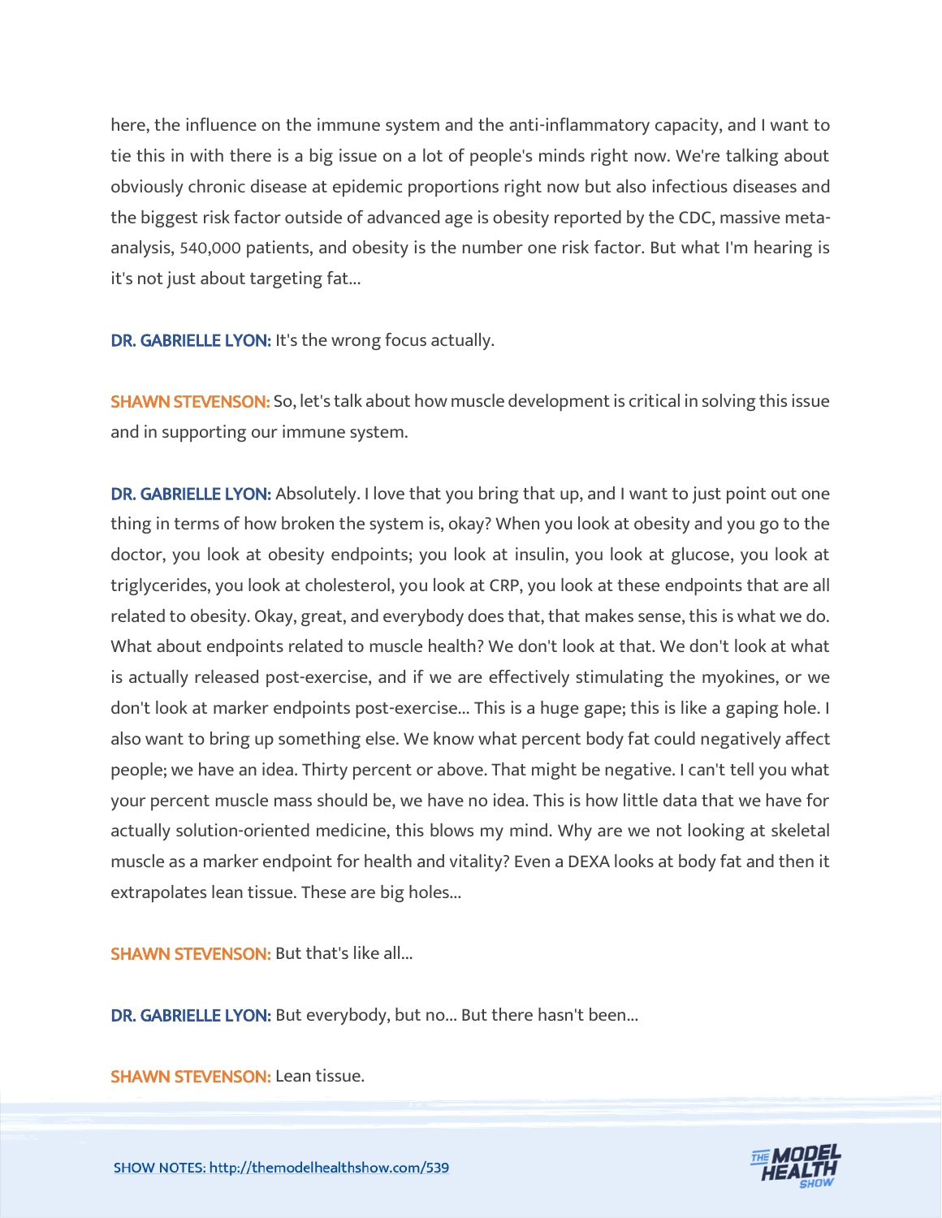here, the influence on the immune system and the anti-inflammatory capacity, and I want to tie this in with there is a big issue on a lot of people's minds right now. We're talking about obviously chronic disease at epidemic proportions right now but also infectious diseases and the biggest risk factor outside of advanced age is obesity reported by the CDC, massive meta-analysis, 540,000 patients, and obesity is the number one risk factor. But what I'm hearing is it's not just about targeting fat...

**DR. GABRIELLE LYON:** It's the wrong focus actually.

**SHAWN STEVENSON:** So, let's talk about how muscle development is critical in solving this issue and in supporting our immune system.

**DR. GABRIELLE LYON:** Absolutely. I love that you bring that up, and I want to just point out one thing in terms of how broken the system is, okay? When you look at obesity and you go to the doctor, you look at obesity endpoints; you look at insulin, you look at glucose, you look at triglycerides, you look at cholesterol, you look at CRP, you look at these endpoints that are all related to obesity. Okay, great, and everybody does that, that makes sense, this is what we do. What about endpoints related to muscle health? We don't look at that. We don't look at what is actually released post-exercise, and if we are effectively stimulating the myokines, or we don't look at marker endpoints post-exercise... This is a huge gape; this is like a gaping hole. I also want to bring up something else. We know what percent body fat could negatively affect people; we have an idea. Thirty percent or above. That might be negative. I can't tell you what your percent muscle mass should be, we have no idea. This is how little data that we have for actually solution-oriented medicine, this blows my mind. Why are we not looking at skeletal muscle as a marker endpoint for health and vitality? Even a DEXA looks at body fat and then it extrapolates lean tissue. These are big holes...

**SHAWN STEVENSON:** But that's like all...

**DR. GABRIELLE LYON:** But everybody, but no... But there hasn't been...

**SHAWN STEVENSON:** Lean tissue.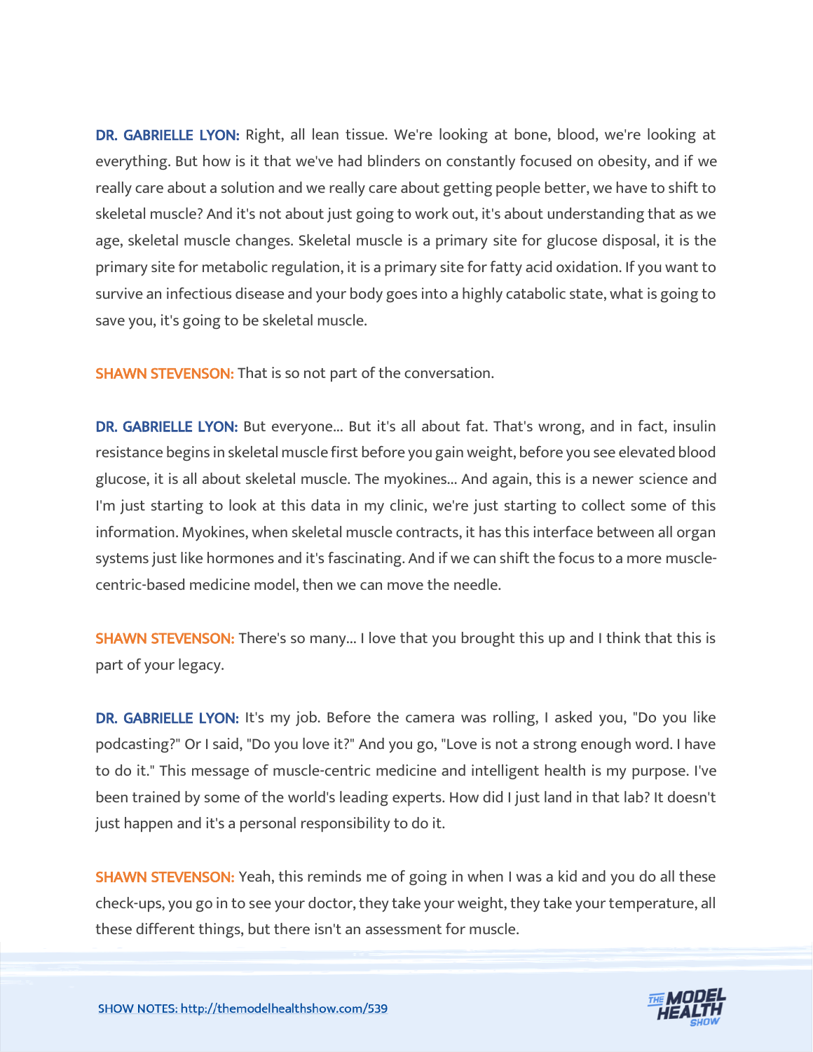**DR. GABRIELLE LYON:** Right, all lean tissue. We're looking at bone, blood, we're looking at everything. But how is it that we've had blinders on constantly focused on obesity, and if we really care about a solution and we really care about getting people better, we have to shift to skeletal muscle? And it's not about just going to work out, it's about understanding that as we age, skeletal muscle changes. Skeletal muscle is a primary site for glucose disposal, it is the primary site for metabolic regulation, it is a primary site for fatty acid oxidation. If you want to survive an infectious disease and your body goes into a highly catabolic state, what is going to save you, it's going to be skeletal muscle.

**SHAWN STEVENSON:** That is so not part of the conversation.

**DR. GABRIELLE LYON:** But everyone... But it's all about fat. That's wrong, and in fact, insulin resistance begins in skeletal muscle first before you gain weight, before you see elevated blood glucose, it is all about skeletal muscle. The myokines... And again, this is a newer science and I'm just starting to look at this data in my clinic, we're just starting to collect some of this information. Myokines, when skeletal muscle contracts, it has this interface between all organ systems just like hormones and it's fascinating. And if we can shift the focus to a more muscle-centric-based medicine model, then we can move the needle.

**SHAWN STEVENSON:** There's so many... I love that you brought this up and I think that this is part of your legacy.

**DR. GABRIELLE LYON:** It's my job. Before the camera was rolling, I asked you, "Do you like podcasting?" Or I said, "Do you love it?" And you go, "Love is not a strong enough word. I have to do it." This message of muscle-centric medicine and intelligent health is my purpose. I've been trained by some of the world's leading experts. How did I just land in that lab? It doesn't just happen and it's a personal responsibility to do it.

**SHAWN STEVENSON:** Yeah, this reminds me of going in when I was a kid and you do all these check-ups, you go in to see your doctor, they take your weight, they take your temperature, all these different things, but there isn't an assessment for muscle.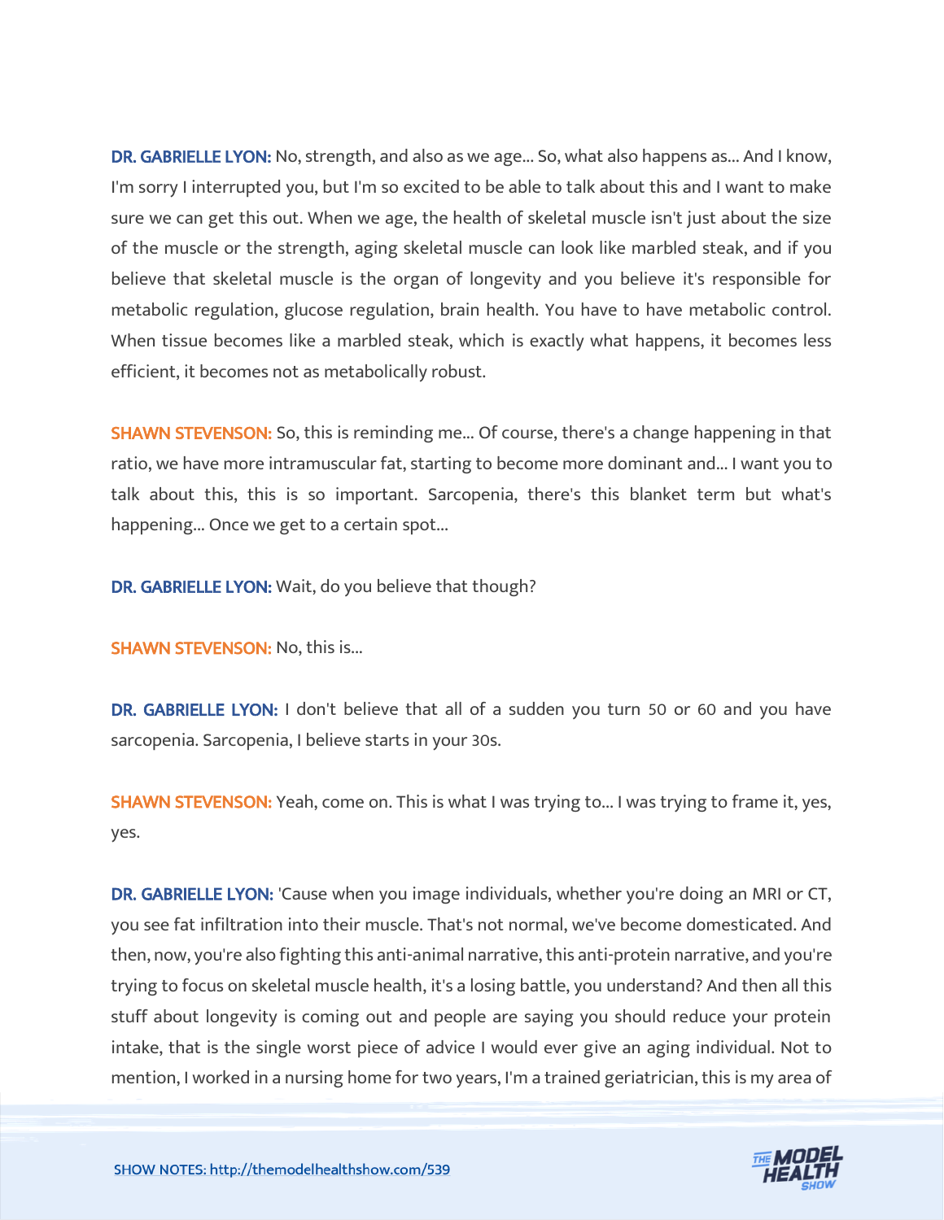**DR. GABRIELLE LYON:** No, strength, and also as we age... So, what also happens as... And I know, I'm sorry I interrupted you, but I'm so excited to be able to talk about this and I want to make sure we can get this out. When we age, the health of skeletal muscle isn't just about the size of the muscle or the strength, aging skeletal muscle can look like marbled steak, and if you believe that skeletal muscle is the organ of longevity and you believe it's responsible for metabolic regulation, glucose regulation, brain health. You have to have metabolic control. When tissue becomes like a marbled steak, which is exactly what happens, it becomes less efficient, it becomes not as metabolically robust.

**SHAWN STEVENSON:** So, this is reminding me... Of course, there's a change happening in that ratio, we have more intramuscular fat, starting to become more dominant and... I want you to talk about this, this is so important. Sarcopenia, there's this blanket term but what's happening... Once we get to a certain spot...

**DR. GABRIELLE LYON:** Wait, do you believe that though?

**SHAWN STEVENSON:** No, this is...

**DR. GABRIELLE LYON:** I don't believe that all of a sudden you turn 50 or 60 and you have sarcopenia. Sarcopenia, I believe starts in your 30s.

**SHAWN STEVENSON:** Yeah, come on. This is what I was trying to... I was trying to frame it, yes, yes.

**DR. GABRIELLE LYON:** 'Cause when you image individuals, whether you're doing an MRI or CT, you see fat infiltration into their muscle. That's not normal, we've become domesticated. And then, now, you're also fighting this anti-animal narrative, this anti-protein narrative, and you're trying to focus on skeletal muscle health, it's a losing battle, you understand? And then all this stuff about longevity is coming out and people are saying you should reduce your protein intake, that is the single worst piece of advice I would ever give an aging individual. Not to mention, I worked in a nursing home for two years, I'm a trained geriatrician, this is my area of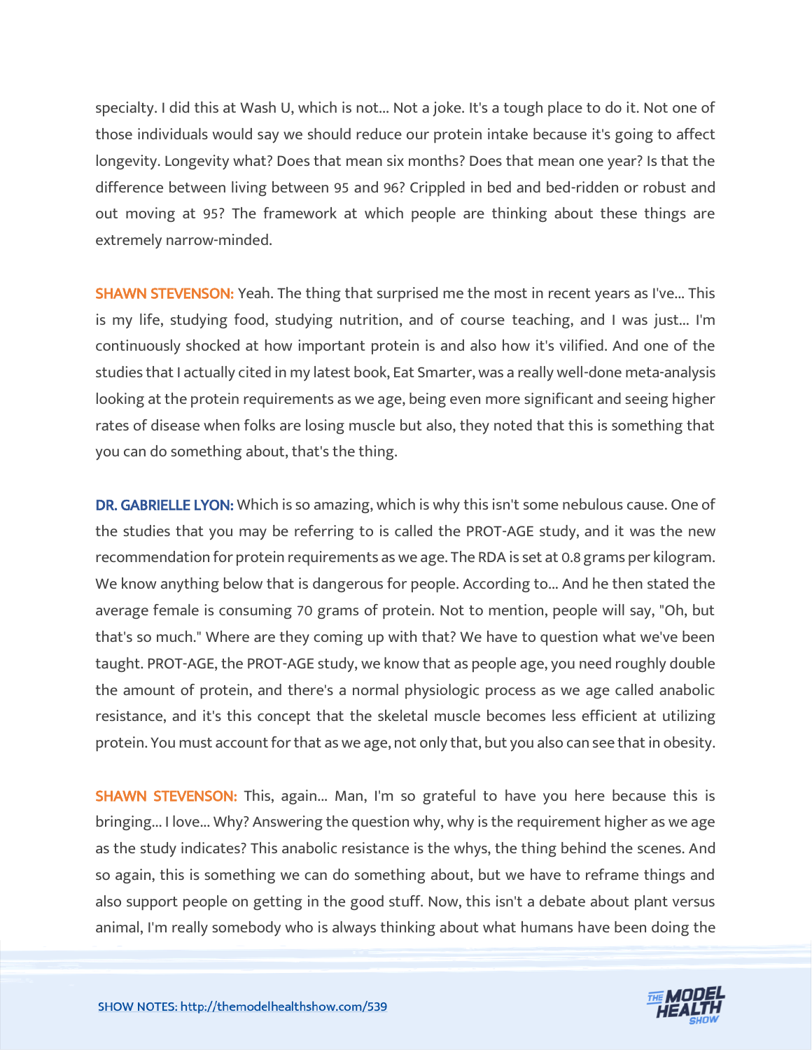specialty. I did this at Wash U, which is not... Not a joke. It's a tough place to do it. Not one of those individuals would say we should reduce our protein intake because it's going to affect longevity. Longevity what? Does that mean six months? Does that mean one year? Is that the difference between living between 95 and 96? Crippled in bed and bed-ridden or robust and out moving at 95? The framework at which people are thinking about these things are extremely narrow-minded.

**SHAWN STEVENSON:** Yeah. The thing that surprised me the most in recent years as I've... This is my life, studying food, studying nutrition, and of course teaching, and I was just... I'm continuously shocked at how important protein is and also how it's vilified. And one of the studies that I actually cited in my latest book, Eat Smarter, was a really well-done meta-analysis looking at the protein requirements as we age, being even more significant and seeing higher rates of disease when folks are losing muscle but also, they noted that this is something that you can do something about, that's the thing.

**DR. GABRIELLE LYON:** Which is so amazing, which is why this isn't some nebulous cause. One of the studies that you may be referring to is called the PROT-AGE study, and it was the new recommendation for protein requirements as we age. The RDA is set at 0.8 grams per kilogram. We know anything below that is dangerous for people. According to... And he then stated the average female is consuming 70 grams of protein. Not to mention, people will say, "Oh, but that's so much." Where are they coming up with that? We have to question what we've been taught. PROT-AGE, the PROT-AGE study, we know that as people age, you need roughly double the amount of protein, and there's a normal physiologic process as we age called anabolic resistance, and it's this concept that the skeletal muscle becomes less efficient at utilizing protein. You must account for that as we age, not only that, but you also can see that in obesity.

**SHAWN STEVENSON:** This, again... Man, I'm so grateful to have you here because this is bringing... I love... Why? Answering the question why, why is the requirement higher as we age as the study indicates? This anabolic resistance is the whys, the thing behind the scenes. And so again, this is something we can do something about, but we have to reframe things and also support people on getting in the good stuff. Now, this isn't a debate about plant versus animal, I'm really somebody who is always thinking about what humans have been doing the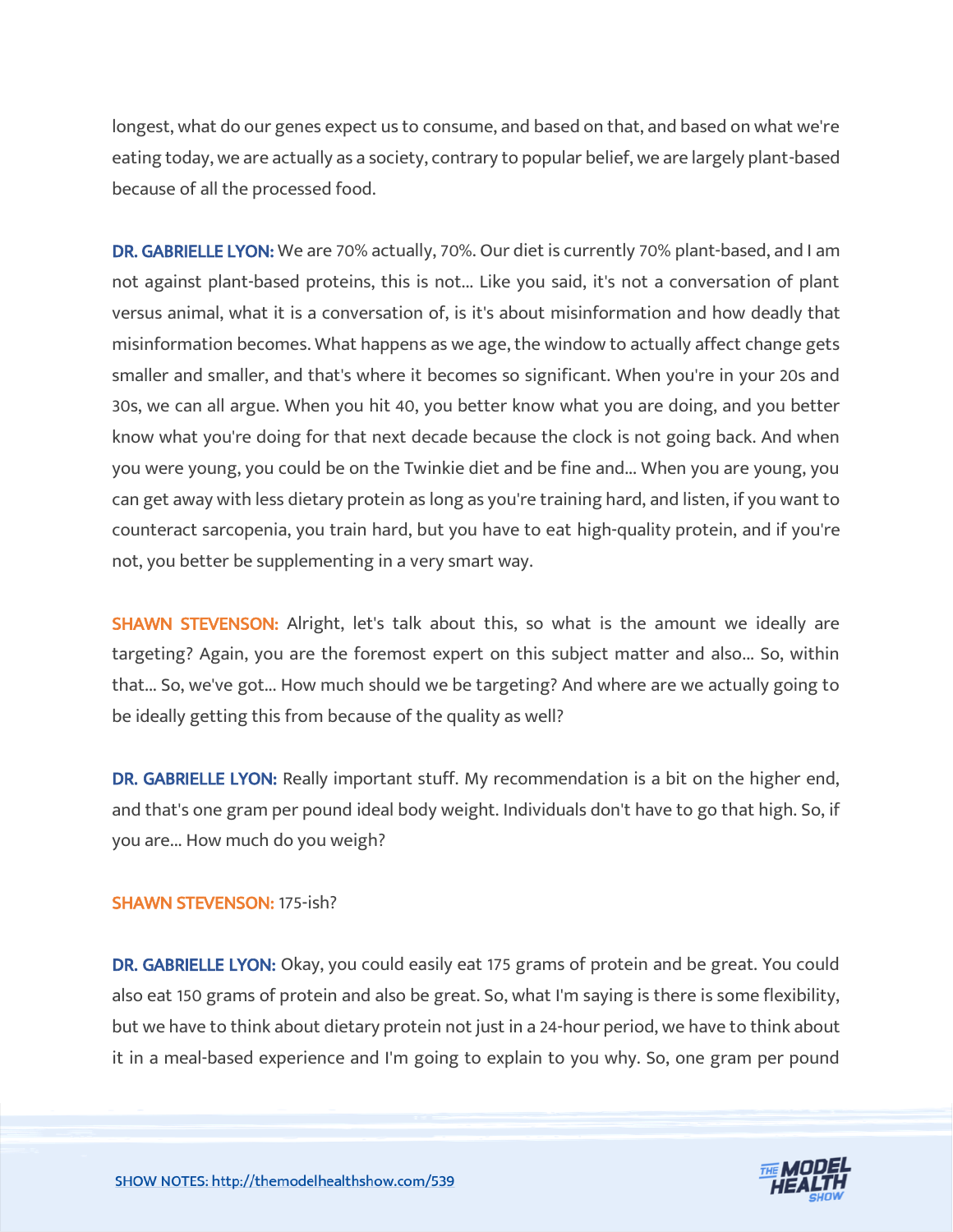longest, what do our genes expect us to consume, and based on that, and based on what we're eating today, we are actually as a society, contrary to popular belief, we are largely plant-based because of all the processed food.

**DR. GABRIELLE LYON:** We are 70% actually, 70%. Our diet is currently 70% plant-based, and I am not against plant-based proteins, this is not... Like you said, it's not a conversation of plant versus animal, what it is a conversation of, is it's about misinformation and how deadly that misinformation becomes. What happens as we age, the window to actually affect change gets smaller and smaller, and that's where it becomes so significant. When you're in your 20s and 30s, we can all argue. When you hit 40, you better know what you are doing, and you better know what you're doing for that next decade because the clock is not going back. And when you were young, you could be on the Twinkie diet and be fine and... When you are young, you can get away with less dietary protein as long as you're training hard, and listen, if you want to counteract sarcopenia, you train hard, but you have to eat high-quality protein, and if you're not, you better be supplementing in a very smart way.

**SHAWN STEVENSON:** Alright, let's talk about this, so what is the amount we ideally are targeting? Again, you are the foremost expert on this subject matter and also... So, within that... So, we've got... How much should we be targeting? And where are we actually going to be ideally getting this from because of the quality as well?

**DR. GABRIELLE LYON:** Really important stuff. My recommendation is a bit on the higher end, and that's one gram per pound ideal body weight. Individuals don't have to go that high. So, if you are... How much do you weigh?

**SHAWN STEVENSON:** 175-ish?

**DR. GABRIELLE LYON:** Okay, you could easily eat 175 grams of protein and be great. You could also eat 150 grams of protein and also be great. So, what I'm saying is there is some flexibility, but we have to think about dietary protein not just in a 24-hour period, we have to think about it in a meal-based experience and I'm going to explain to you why. So, one gram per pound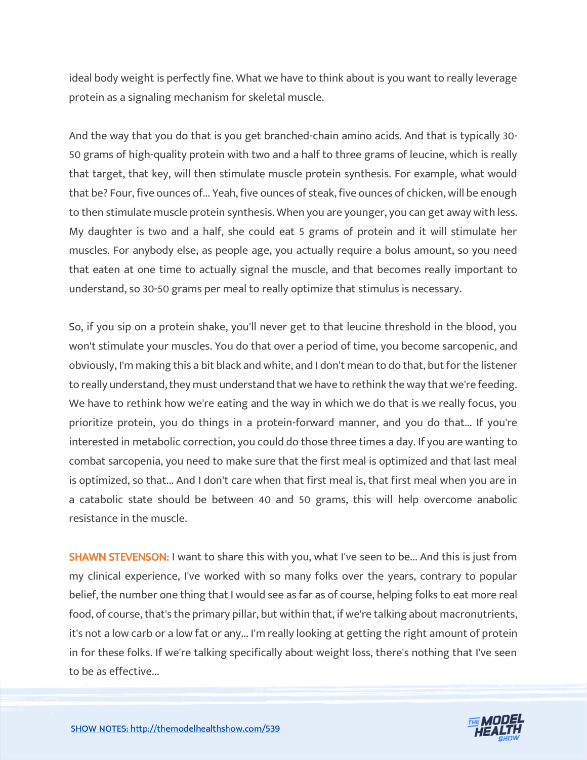ideal body weight is perfectly fine. What we have to think about is you want to really leverage protein as a signaling mechanism for skeletal muscle.

And the way that you do that is you get branched-chain amino acids. And that is typically 30-50 grams of high-quality protein with two and a half to three grams of leucine, which is really that target, that key, will then stimulate muscle protein synthesis. For example, what would that be? Four, five ounces of... Yeah, five ounces of steak, five ounces of chicken, will be enough to then stimulate muscle protein synthesis. When you are younger, you can get away with less. My daughter is two and a half, she could eat 5 grams of protein and it will stimulate her muscles. For anybody else, as people age, you actually require a bolus amount, so you need that eaten at one time to actually signal the muscle, and that becomes really important to understand, so 30-50 grams per meal to really optimize that stimulus is necessary.

So, if you sip on a protein shake, you'll never get to that leucine threshold in the blood, you won't stimulate your muscles. You do that over a period of time, you become sarcopenic, and obviously, I'm making this a bit black and white, and I don't mean to do that, but for the listener to really understand, they must understand that we have to rethink the way that we're feeding. We have to rethink how we're eating and the way in which we do that is we really focus, you prioritize protein, you do things in a protein-forward manner, and you do that... If you're interested in metabolic correction, you could do those three times a day. If you are wanting to combat sarcopenia, you need to make sure that the first meal is optimized and that last meal is optimized, so that... And I don't care when that first meal is, that first meal when you are in a catabolic state should be between 40 and 50 grams, this will help overcome anabolic resistance in the muscle.

**SHAWN STEVENSON:** I want to share this with you, what I've seen to be... And this is just from my clinical experience, I've worked with so many folks over the years, contrary to popular belief, the number one thing that I would see as far as of course, helping folks to eat more real food, of course, that's the primary pillar, but within that, if we're talking about macronutrients, it's not a low carb or a low fat or any... I'm really looking at getting the right amount of protein in for these folks. If we're talking specifically about weight loss, there's nothing that I've seen to be as effective...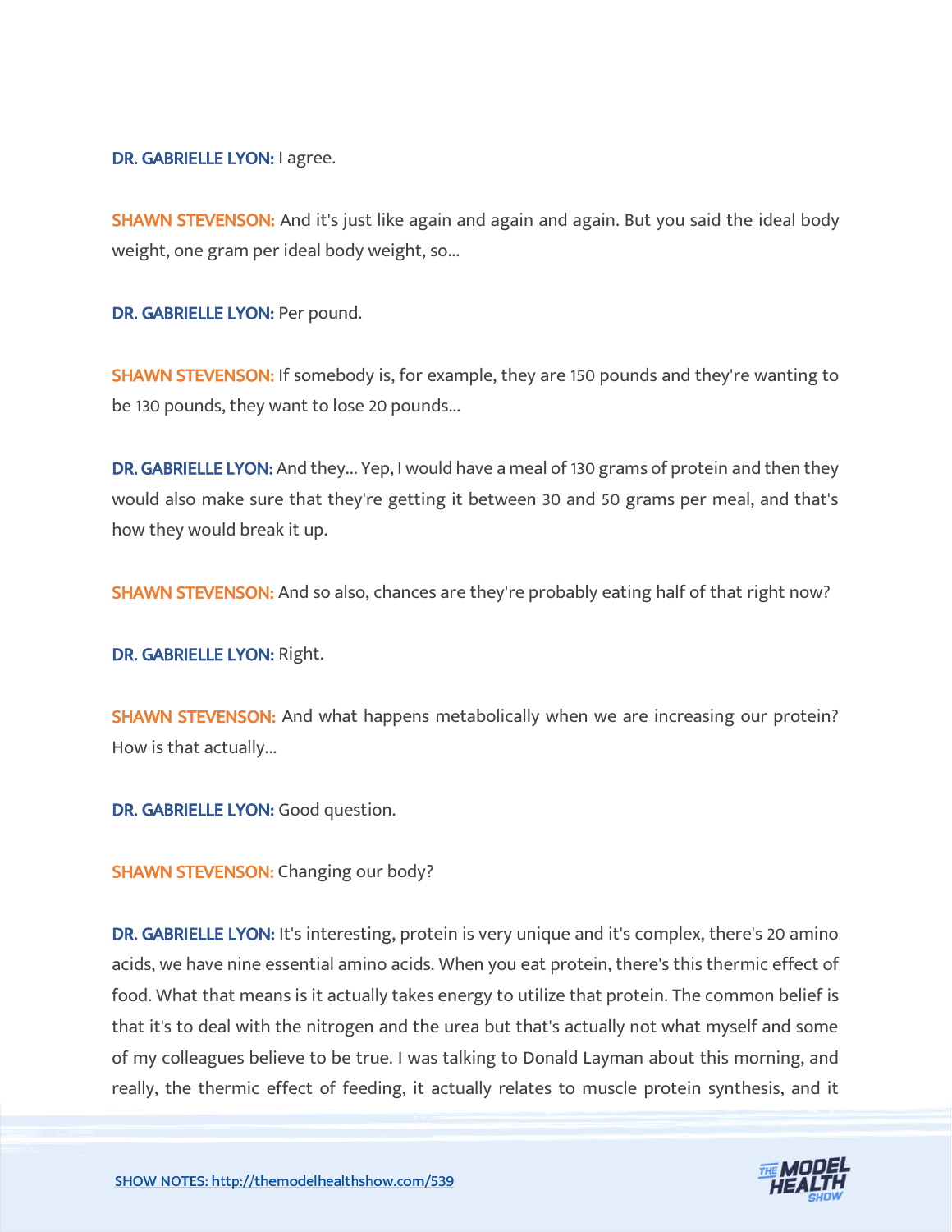**DR. GABRIELLE LYON:** I agree.

**SHAWN STEVENSON:** And it's just like again and again and again. But you said the ideal body weight, one gram per ideal body weight, so...

**DR. GABRIELLE LYON:** Per pound.

**SHAWN STEVENSON:** If somebody is, for example, they are 150 pounds and they're wanting to be 130 pounds, they want to lose 20 pounds...

**DR. GABRIELLE LYON:** And they... Yep, I would have a meal of 130 grams of protein and then they would also make sure that they're getting it between 30 and 50 grams per meal, and that's how they would break it up.

**SHAWN STEVENSON:** And so also, chances are they're probably eating half of that right now?

**DR. GABRIELLE LYON:** Right.

**SHAWN STEVENSON:** And what happens metabolically when we are increasing our protein? How is that actually...

**DR. GABRIELLE LYON:** Good question.

**SHAWN STEVENSON:** Changing our body?

**DR. GABRIELLE LYON:** It's interesting, protein is very unique and it's complex, there's 20 amino acids, we have nine essential amino acids. When you eat protein, there's this thermic effect of food. What that means is it actually takes energy to utilize that protein. The common belief is that it's to deal with the nitrogen and the urea but that's actually not what myself and some of my colleagues believe to be true. I was talking to Donald Layman about this morning, and really, the thermic effect of feeding, it actually relates to muscle protein synthesis, and it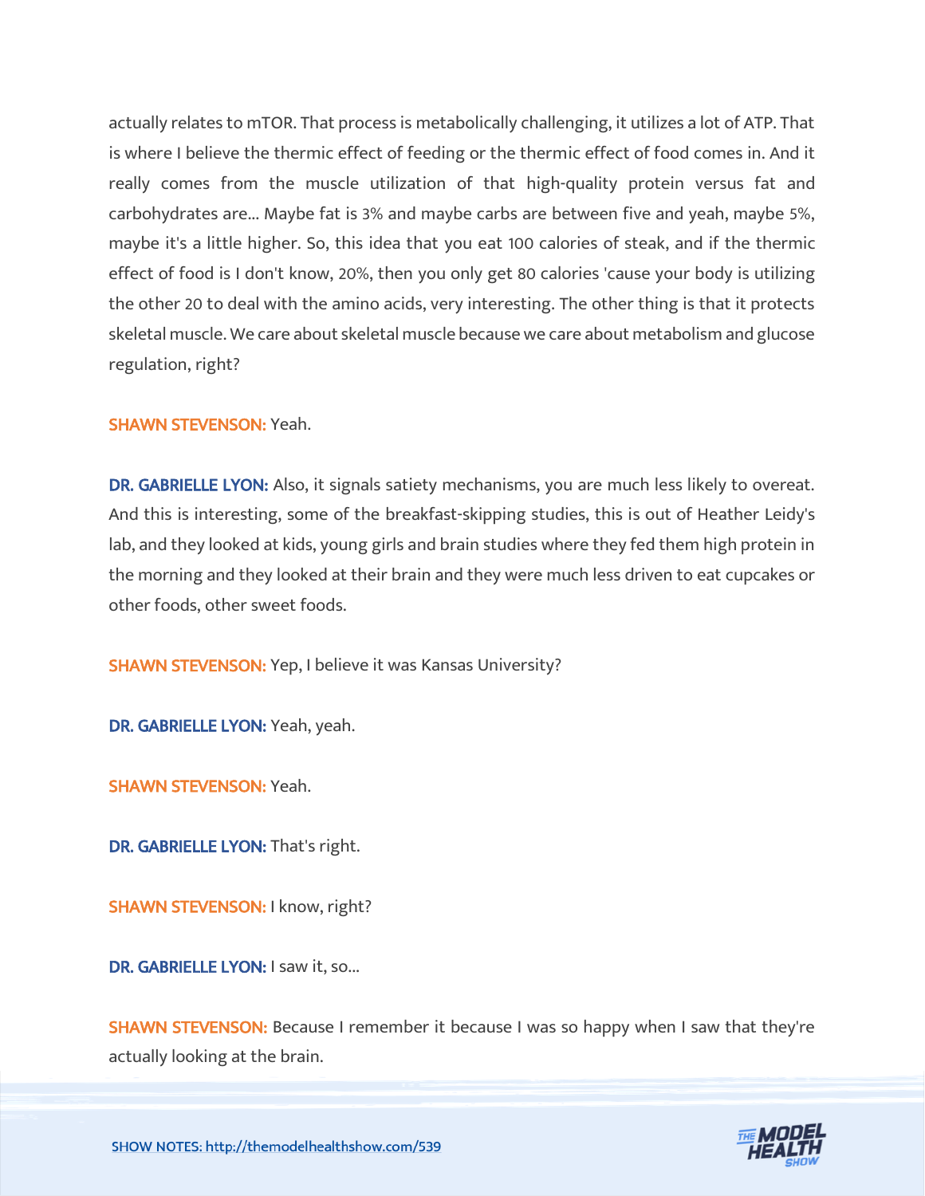actually relates to mTOR. That process is metabolically challenging, it utilizes a lot of ATP. That is where I believe the thermic effect of feeding or the thermic effect of food comes in. And it really comes from the muscle utilization of that high-quality protein versus fat and carbohydrates are... Maybe fat is 3% and maybe carbs are between five and yeah, maybe 5%, maybe it's a little higher. So, this idea that you eat 100 calories of steak, and if the thermic effect of food is I don't know, 20%, then you only get 80 calories 'cause your body is utilizing the other 20 to deal with the amino acids, very interesting. The other thing is that it protects skeletal muscle. We care about skeletal muscle because we care about metabolism and glucose regulation, right?

**SHAWN STEVENSON:** Yeah.

**DR. GABRIELLE LYON:** Also, it signals satiety mechanisms, you are much less likely to overeat. And this is interesting, some of the breakfast-skipping studies, this is out of Heather Leidy's lab, and they looked at kids, young girls and brain studies where they fed them high protein in the morning and they looked at their brain and they were much less driven to eat cupcakes or other foods, other sweet foods.

**SHAWN STEVENSON:** Yep, I believe it was Kansas University?

**DR. GABRIELLE LYON:** Yeah, yeah.

**SHAWN STEVENSON:** Yeah.

**DR. GABRIELLE LYON:** That's right.

**SHAWN STEVENSON:** I know, right?

**DR. GABRIELLE LYON:** I saw it, so...

**SHAWN STEVENSON:** Because I remember it because I was so happy when I saw that they're actually looking at the brain.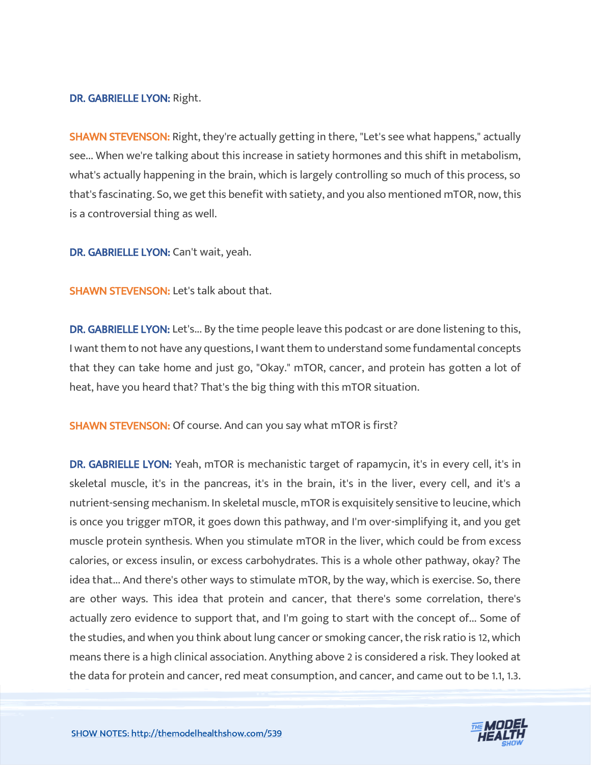**DR. GABRIELLE LYON:** Right.

**SHAWN STEVENSON:** Right, they're actually getting in there, "Let's see what happens," actually see... When we're talking about this increase in satiety hormones and this shift in metabolism, what's actually happening in the brain, which is largely controlling so much of this process, so that's fascinating. So, we get this benefit with satiety, and you also mentioned mTOR, now, this is a controversial thing as well.

**DR. GABRIELLE LYON:** Can't wait, yeah.

**SHAWN STEVENSON:** Let's talk about that.

**DR. GABRIELLE LYON:** Let's... By the time people leave this podcast or are done listening to this, I want them to not have any questions, I want them to understand some fundamental concepts that they can take home and just go, "Okay." mTOR, cancer, and protein has gotten a lot of heat, have you heard that? That's the big thing with this mTOR situation.

**SHAWN STEVENSON:** Of course. And can you say what mTOR is first?

**DR. GABRIELLE LYON:** Yeah, mTOR is mechanistic target of rapamycin, it's in every cell, it's in skeletal muscle, it's in the pancreas, it's in the brain, it's in the liver, every cell, and it's a nutrient-sensing mechanism. In skeletal muscle, mTOR is exquisitely sensitive to leucine, which is once you trigger mTOR, it goes down this pathway, and I'm over-simplifying it, and you get muscle protein synthesis. When you stimulate mTOR in the liver, which could be from excess calories, or excess insulin, or excess carbohydrates. This is a whole other pathway, okay? The idea that... And there's other ways to stimulate mTOR, by the way, which is exercise. So, there are other ways. This idea that protein and cancer, that there's some correlation, there's actually zero evidence to support that, and I'm going to start with the concept of... Some of the studies, and when you think about lung cancer or smoking cancer, the risk ratio is 12, which means there is a high clinical association. Anything above 2 is considered a risk. They looked at the data for protein and cancer, red meat consumption, and cancer, and came out to be 1.1, 1.3.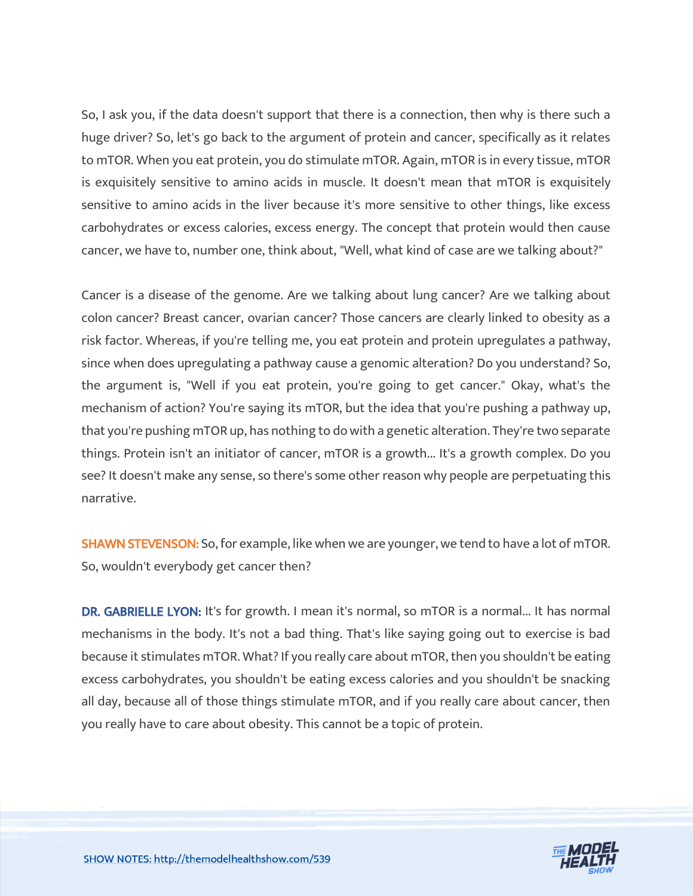So, I ask you, if the data doesn't support that there is a connection, then why is there such a huge driver? So, let's go back to the argument of protein and cancer, specifically as it relates to mTOR. When you eat protein, you do stimulate mTOR. Again, mTOR is in every tissue, mTOR is exquisitely sensitive to amino acids in muscle. It doesn't mean that mTOR is exquisitely sensitive to amino acids in the liver because it's more sensitive to other things, like excess carbohydrates or excess calories, excess energy. The concept that protein would then cause cancer, we have to, number one, think about, "Well, what kind of case are we talking about?"

Cancer is a disease of the genome. Are we talking about lung cancer? Are we talking about colon cancer? Breast cancer, ovarian cancer? Those cancers are clearly linked to obesity as a risk factor. Whereas, if you're telling me, you eat protein and protein upregulates a pathway, since when does upregulating a pathway cause a genomic alteration? Do you understand? So, the argument is, "Well if you eat protein, you're going to get cancer." Okay, what's the mechanism of action? You're saying its mTOR, but the idea that you're pushing a pathway up, that you're pushing mTOR up, has nothing to do with a genetic alteration. They're two separate things. Protein isn't an initiator of cancer, mTOR is a growth... It's a growth complex. Do you see? It doesn't make any sense, so there's some other reason why people are perpetuating this narrative.

**SHAWN STEVENSON:** So, for example, like when we are younger, we tend to have a lot of mTOR. So, wouldn't everybody get cancer then?

**DR. GABRIELLE LYON:** It's for growth. I mean it's normal, so mTOR is a normal... It has normal mechanisms in the body. It's not a bad thing. That's like saying going out to exercise is bad because it stimulates mTOR. What? If you really care about mTOR, then you shouldn't be eating excess carbohydrates, you shouldn't be eating excess calories and you shouldn't be snacking all day, because all of those things stimulate mTOR, and if you really care about cancer, then you really have to care about obesity. This cannot be a topic of protein.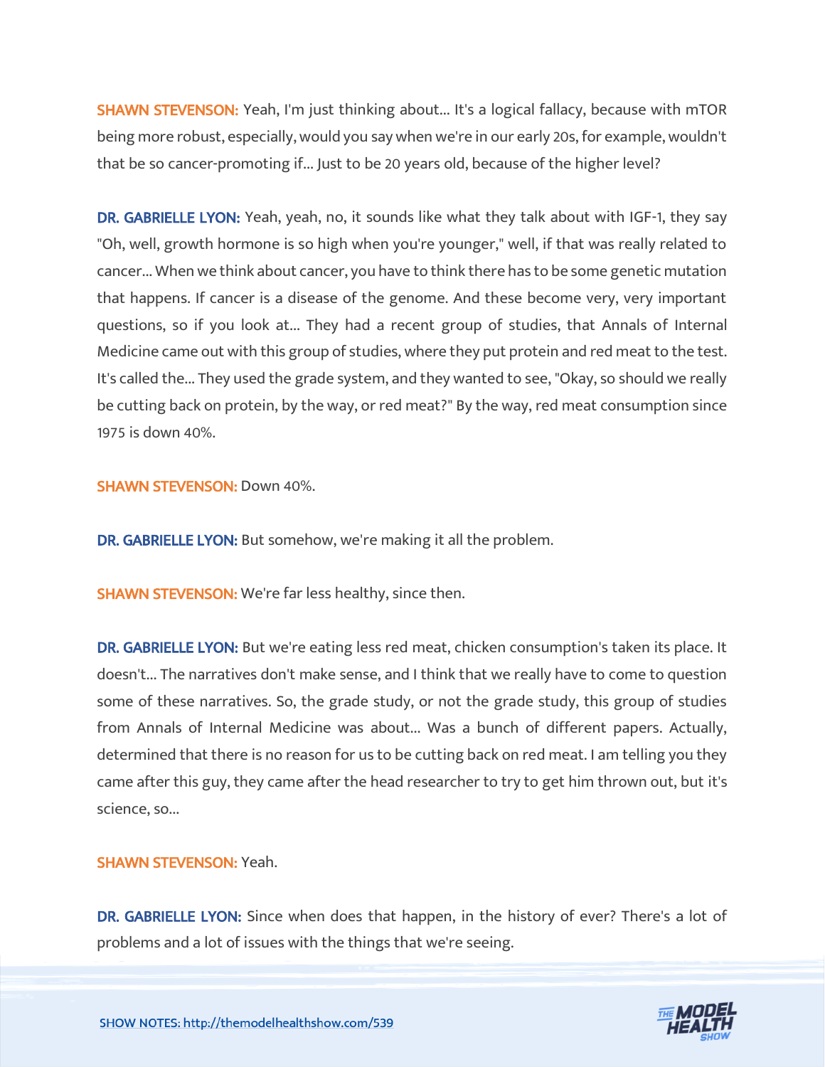**SHAWN STEVENSON:** Yeah, I'm just thinking about... It's a logical fallacy, because with mTOR being more robust, especially, would you say when we're in our early 20s, for example, wouldn't that be so cancer-promoting if... Just to be 20 years old, because of the higher level?

**DR. GABRIELLE LYON:** Yeah, yeah, no, it sounds like what they talk about with IGF-1, they say "Oh, well, growth hormone is so high when you're younger," well, if that was really related to cancer... When we think about cancer, you have to think there has to be some genetic mutation that happens. If cancer is a disease of the genome. And these become very, very important questions, so if you look at... They had a recent group of studies, that Annals of Internal Medicine came out with this group of studies, where they put protein and red meat to the test. It's called the... They used the grade system, and they wanted to see, "Okay, so should we really be cutting back on protein, by the way, or red meat?" By the way, red meat consumption since 1975 is down 40%.

**SHAWN STEVENSON:** Down 40%.

**DR. GABRIELLE LYON:** But somehow, we're making it all the problem.

**SHAWN STEVENSON:** We're far less healthy, since then.

**DR. GABRIELLE LYON:** But we're eating less red meat, chicken consumption's taken its place. It doesn't... The narratives don't make sense, and I think that we really have to come to question some of these narratives. So, the grade study, or not the grade study, this group of studies from Annals of Internal Medicine was about... Was a bunch of different papers. Actually, determined that there is no reason for us to be cutting back on red meat. I am telling you they came after this guy, they came after the head researcher to try to get him thrown out, but it's science, so...

**SHAWN STEVENSON:** Yeah.

**DR. GABRIELLE LYON:** Since when does that happen, in the history of ever? There's a lot of problems and a lot of issues with the things that we're seeing.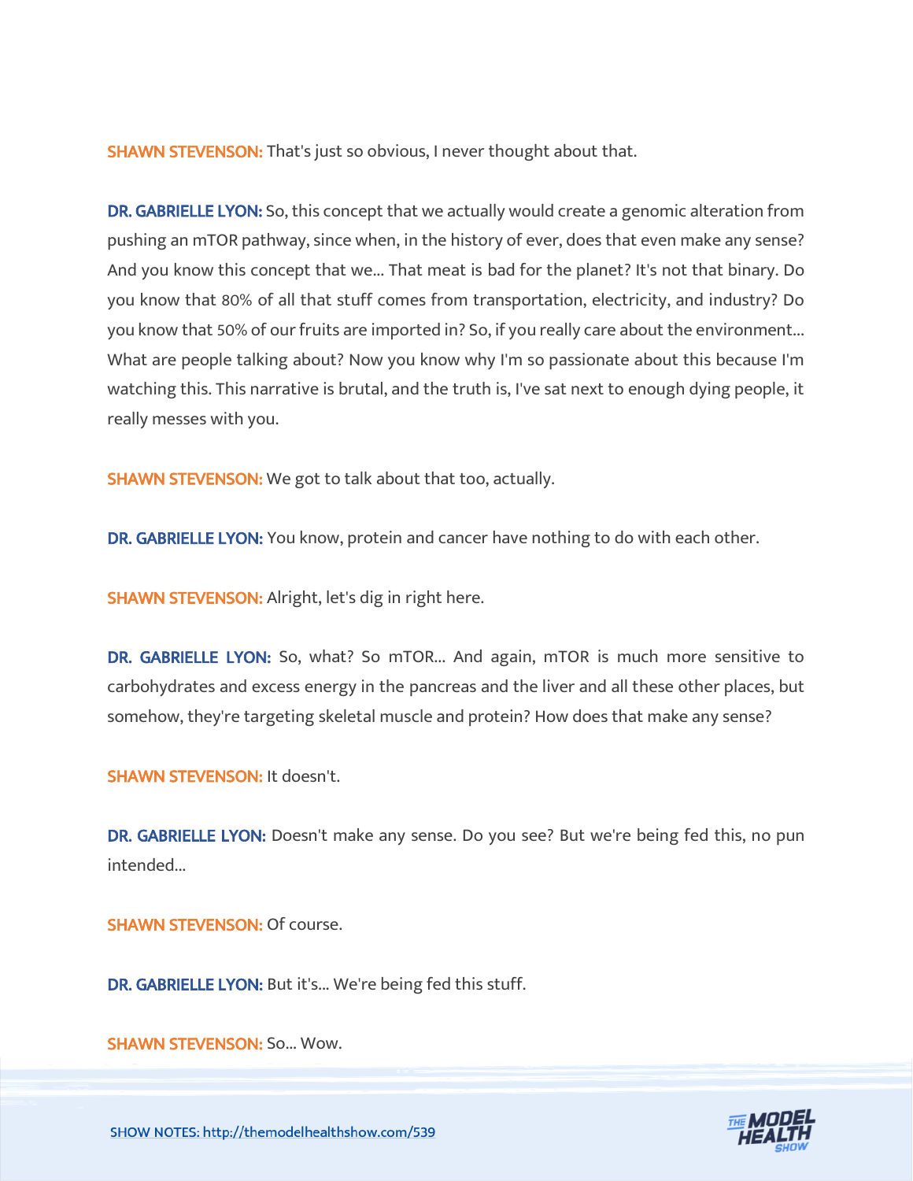**SHAWN STEVENSON:** That's just so obvious, I never thought about that.

**DR. GABRIELLE LYON:** So, this concept that we actually would create a genomic alteration from pushing an mTOR pathway, since when, in the history of ever, does that even make any sense? And you know this concept that we... That meat is bad for the planet? It's not that binary. Do you know that 80% of all that stuff comes from transportation, electricity, and industry? Do you know that 50% of our fruits are imported in? So, if you really care about the environment... What are people talking about? Now you know why I'm so passionate about this because I'm watching this. This narrative is brutal, and the truth is, I've sat next to enough dying people, it really messes with you.

**SHAWN STEVENSON:** We got to talk about that too, actually.

**DR. GABRIELLE LYON:** You know, protein and cancer have nothing to do with each other.

**SHAWN STEVENSON:** Alright, let's dig in right here.

**DR. GABRIELLE LYON:** So, what? So mTOR... And again, mTOR is much more sensitive to carbohydrates and excess energy in the pancreas and the liver and all these other places, but somehow, they're targeting skeletal muscle and protein? How does that make any sense?

**SHAWN STEVENSON:** It doesn't.

**DR. GABRIELLE LYON:** Doesn't make any sense. Do you see? But we're being fed this, no pun intended...

**SHAWN STEVENSON:** Of course.

**DR. GABRIELLE LYON:** But it's... We're being fed this stuff.

**SHAWN STEVENSON:** So... Wow.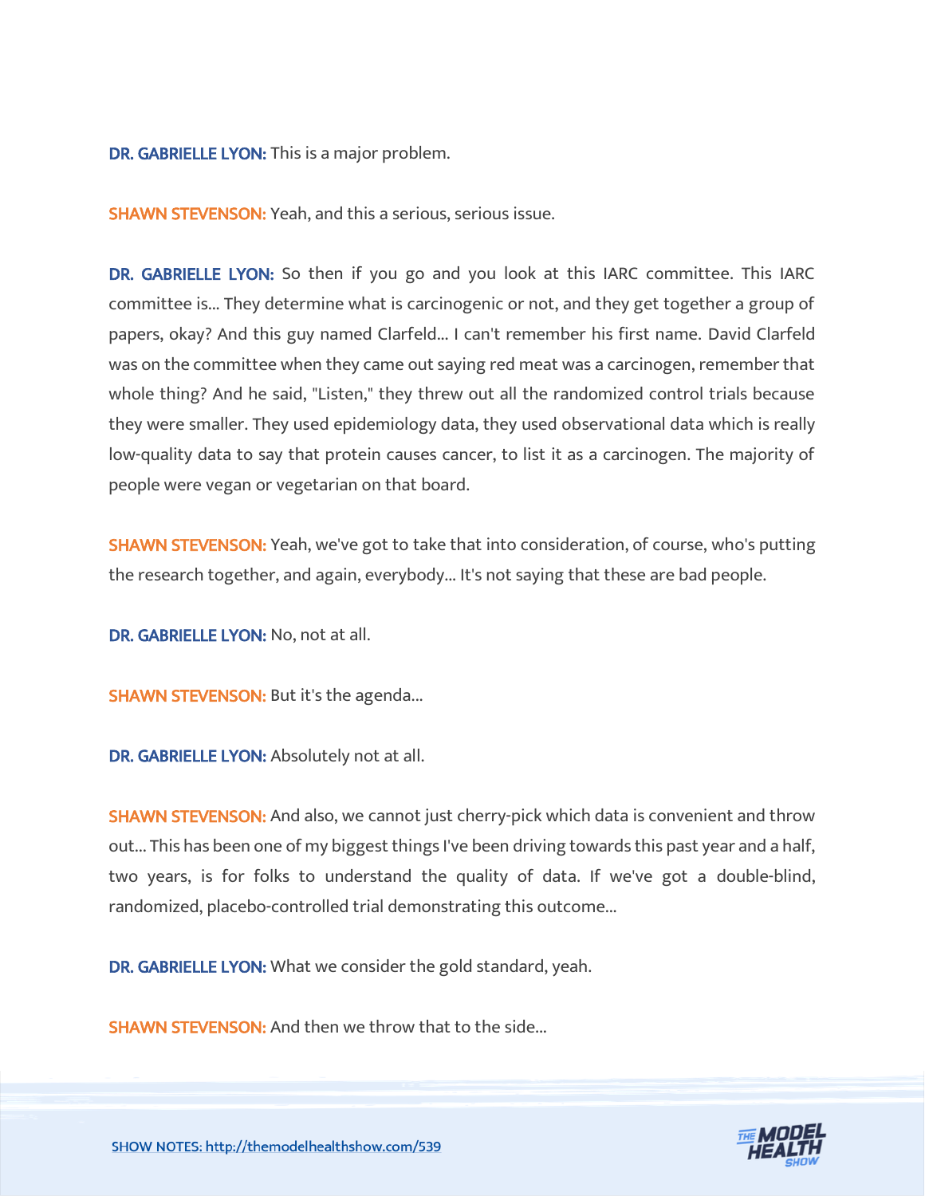**DR. GABRIELLE LYON:** This is a major problem.

**SHAWN STEVENSON:** Yeah, and this a serious, serious issue.

**DR. GABRIELLE LYON:** So then if you go and you look at this IARC committee. This IARC committee is... They determine what is carcinogenic or not, and they get together a group of papers, okay? And this guy named Clarfeld... I can't remember his first name. David Clarfeld was on the committee when they came out saying red meat was a carcinogen, remember that whole thing? And he said, "Listen," they threw out all the randomized control trials because they were smaller. They used epidemiology data, they used observational data which is really low-quality data to say that protein causes cancer, to list it as a carcinogen. The majority of people were vegan or vegetarian on that board.

**SHAWN STEVENSON:** Yeah, we've got to take that into consideration, of course, who's putting the research together, and again, everybody... It's not saying that these are bad people.

**DR. GABRIELLE LYON:** No, not at all.

**SHAWN STEVENSON:** But it's the agenda...

**DR. GABRIELLE LYON:** Absolutely not at all.

**SHAWN STEVENSON:** And also, we cannot just cherry-pick which data is convenient and throw out... This has been one of my biggest things I've been driving towards this past year and a half, two years, is for folks to understand the quality of data. If we've got a double-blind, randomized, placebo-controlled trial demonstrating this outcome...

**DR. GABRIELLE LYON:** What we consider the gold standard, yeah.

**SHAWN STEVENSON:** And then we throw that to the side...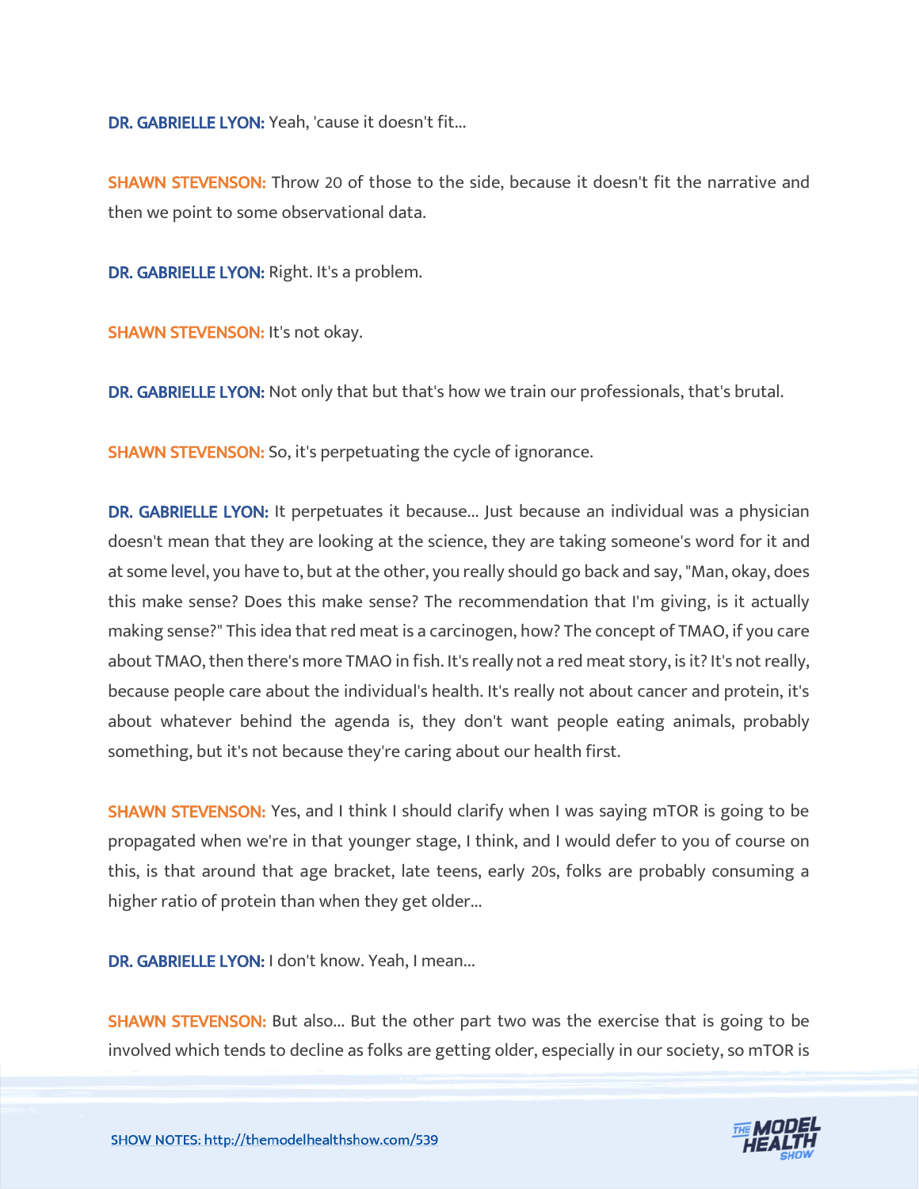**DR. GABRIELLE LYON:** Yeah, 'cause it doesn't fit...

**SHAWN STEVENSON:** Throw 20 of those to the side, because it doesn't fit the narrative and then we point to some observational data.

**DR. GABRIELLE LYON:** Right. It's a problem.

**SHAWN STEVENSON:** It's not okay.

**DR. GABRIELLE LYON:** Not only that but that's how we train our professionals, that's brutal.

**SHAWN STEVENSON:** So, it's perpetuating the cycle of ignorance.

**DR. GABRIELLE LYON:** It perpetuates it because... Just because an individual was a physician doesn't mean that they are looking at the science, they are taking someone's word for it and at some level, you have to, but at the other, you really should go back and say, "Man, okay, does this make sense? Does this make sense? The recommendation that I'm giving, is it actually making sense?" This idea that red meat is a carcinogen, how? The concept of TMAO, if you care about TMAO, then there's more TMAO in fish. It's really not a red meat story, is it? It's not really, because people care about the individual's health. It's really not about cancer and protein, it's about whatever behind the agenda is, they don't want people eating animals, probably something, but it's not because they're caring about our health first.

**SHAWN STEVENSON:** Yes, and I think I should clarify when I was saying mTOR is going to be propagated when we're in that younger stage, I think, and I would defer to you of course on this, is that around that age bracket, late teens, early 20s, folks are probably consuming a higher ratio of protein than when they get older...

**DR. GABRIELLE LYON:** I don't know. Yeah, I mean...

**SHAWN STEVENSON:** But also... But the other part two was the exercise that is going to be involved which tends to decline as folks are getting older, especially in our society, so mTOR is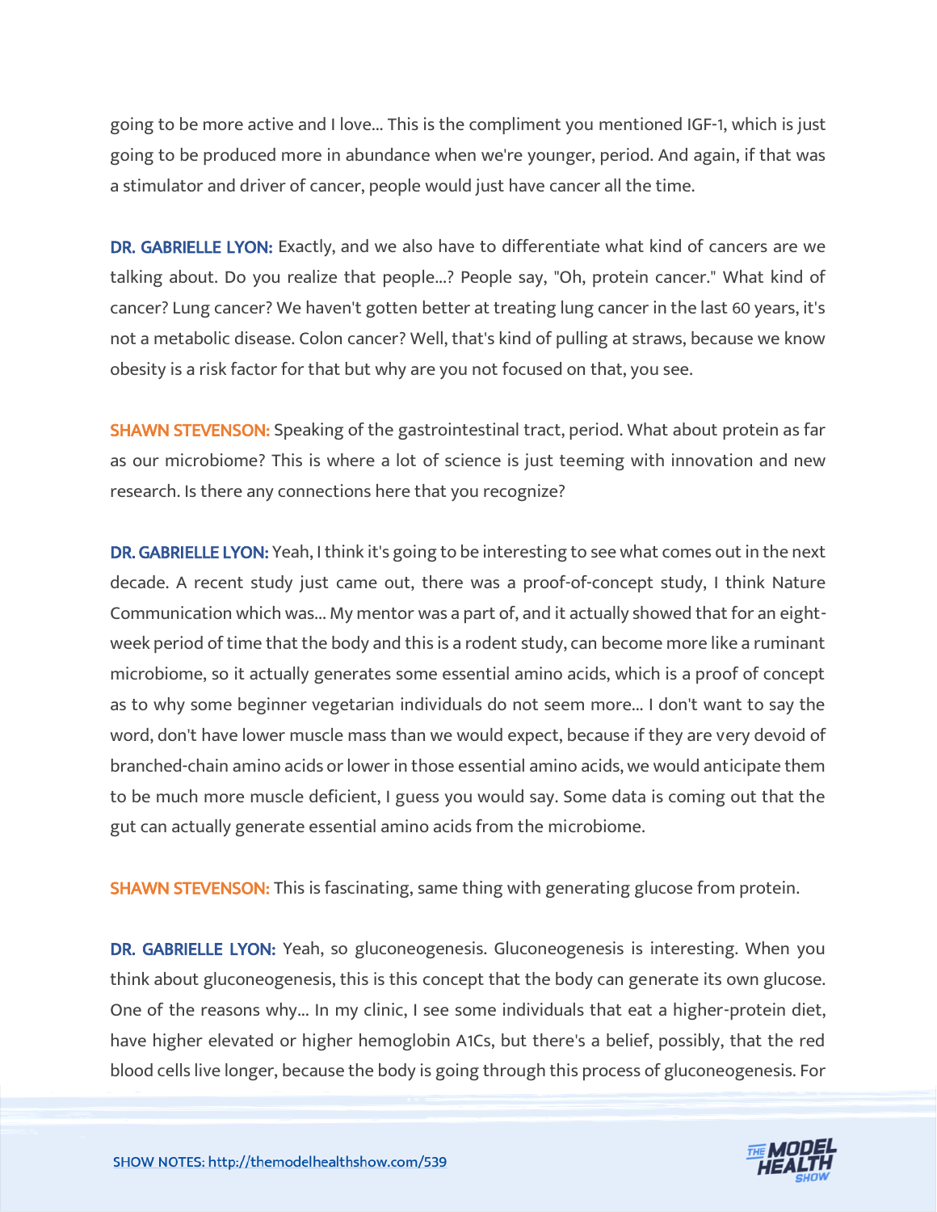going to be more active and I love... This is the compliment you mentioned IGF-1, which is just going to be produced more in abundance when we're younger, period. And again, if that was a stimulator and driver of cancer, people would just have cancer all the time.

**DR. GABRIELLE LYON:** Exactly, and we also have to differentiate what kind of cancers are we talking about. Do you realize that people...? People say, "Oh, protein cancer." What kind of cancer? Lung cancer? We haven't gotten better at treating lung cancer in the last 60 years, it's not a metabolic disease. Colon cancer? Well, that's kind of pulling at straws, because we know obesity is a risk factor for that but why are you not focused on that, you see.

**SHAWN STEVENSON:** Speaking of the gastrointestinal tract, period. What about protein as far as our microbiome? This is where a lot of science is just teeming with innovation and new research. Is there any connections here that you recognize?

**DR. GABRIELLE LYON:** Yeah, I think it's going to be interesting to see what comes out in the next decade. A recent study just came out, there was a proof-of-concept study, I think Nature Communication which was... My mentor was a part of, and it actually showed that for an eight-week period of time that the body and this is a rodent study, can become more like a ruminant microbiome, so it actually generates some essential amino acids, which is a proof of concept as to why some beginner vegetarian individuals do not seem more... I don't want to say the word, don't have lower muscle mass than we would expect, because if they are very devoid of branched-chain amino acids or lower in those essential amino acids, we would anticipate them to be much more muscle deficient, I guess you would say. Some data is coming out that the gut can actually generate essential amino acids from the microbiome.

**SHAWN STEVENSON:** This is fascinating, same thing with generating glucose from protein.

**DR. GABRIELLE LYON:** Yeah, so gluconeogenesis. Gluconeogenesis is interesting. When you think about gluconeogenesis, this is this concept that the body can generate its own glucose. One of the reasons why... In my clinic, I see some individuals that eat a higher-protein diet, have higher elevated or higher hemoglobin A1Cs, but there's a belief, possibly, that the red blood cells live longer, because the body is going through this process of gluconeogenesis. For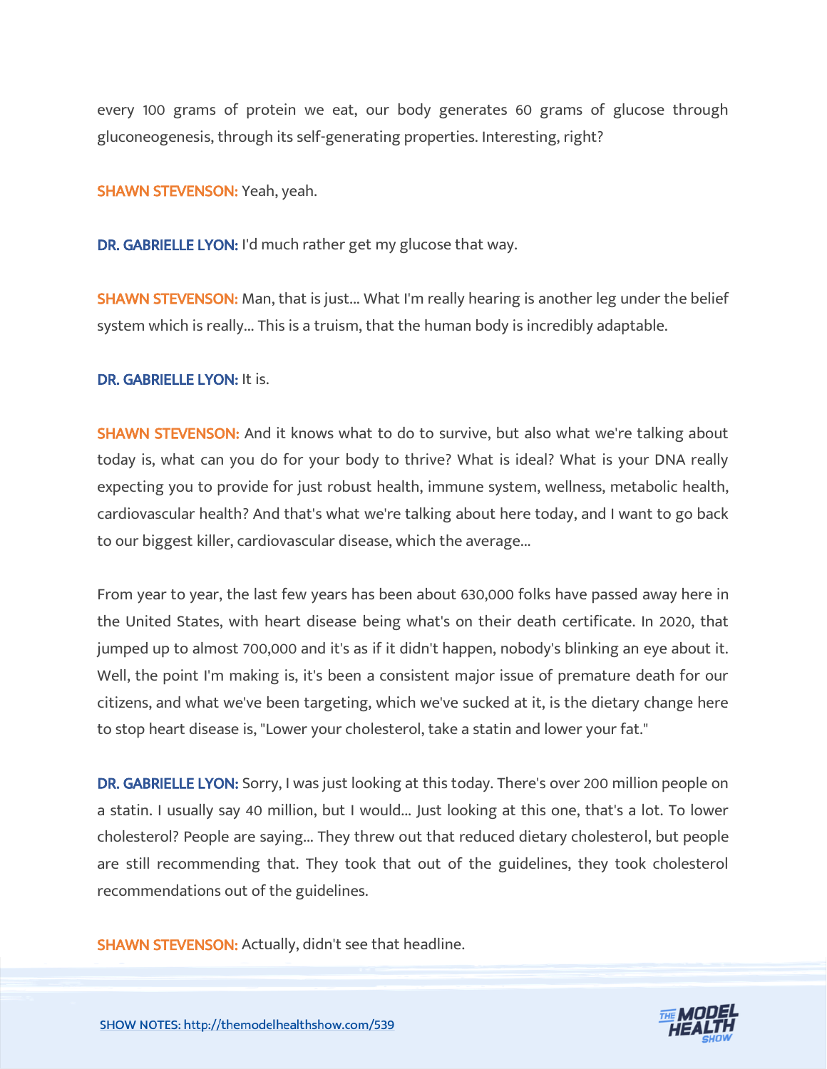every 100 grams of protein we eat, our body generates 60 grams of glucose through gluconeogenesis, through its self-generating properties. Interesting, right?

**SHAWN STEVENSON:** Yeah, yeah.

**DR. GABRIELLE LYON:** I'd much rather get my glucose that way.

**SHAWN STEVENSON:** Man, that is just... What I'm really hearing is another leg under the belief system which is really... This is a truism, that the human body is incredibly adaptable.

**DR. GABRIELLE LYON:** It is.

**SHAWN STEVENSON:** And it knows what to do to survive, but also what we're talking about today is, what can you do for your body to thrive? What is ideal? What is your DNA really expecting you to provide for just robust health, immune system, wellness, metabolic health, cardiovascular health? And that's what we're talking about here today, and I want to go back to our biggest killer, cardiovascular disease, which the average...

From year to year, the last few years has been about 630,000 folks have passed away here in the United States, with heart disease being what's on their death certificate. In 2020, that jumped up to almost 700,000 and it's as if it didn't happen, nobody's blinking an eye about it. Well, the point I'm making is, it's been a consistent major issue of premature death for our citizens, and what we've been targeting, which we've sucked at it, is the dietary change here to stop heart disease is, "Lower your cholesterol, take a statin and lower your fat."

**DR. GABRIELLE LYON:** Sorry, I was just looking at this today. There's over 200 million people on a statin. I usually say 40 million, but I would... Just looking at this one, that's a lot. To lower cholesterol? People are saying... They threw out that reduced dietary cholesterol, but people are still recommending that. They took that out of the guidelines, they took cholesterol recommendations out of the guidelines.

**SHAWN STEVENSON:** Actually, didn't see that headline.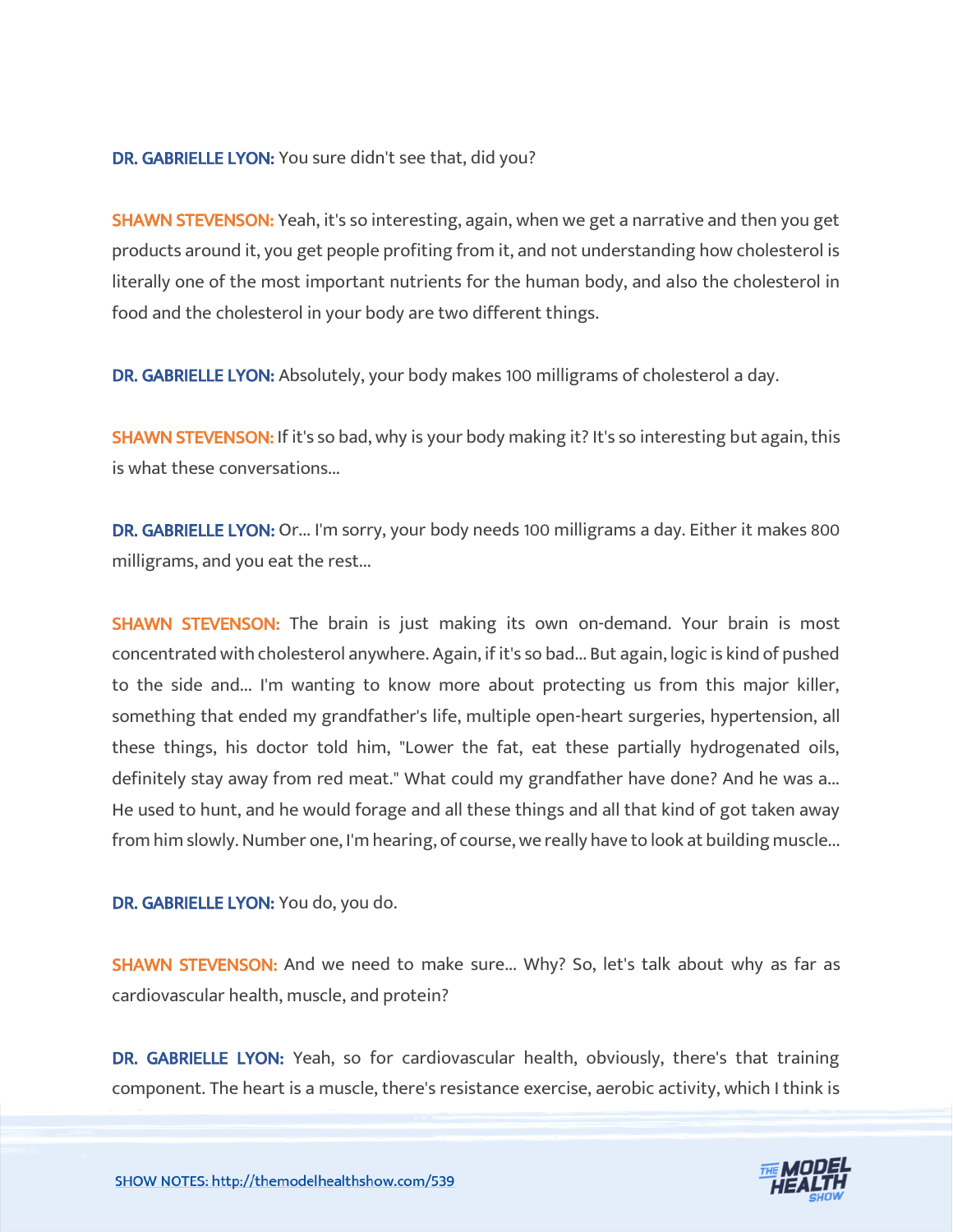**DR. GABRIELLE LYON:** You sure didn't see that, did you?

**SHAWN STEVENSON:** Yeah, it's so interesting, again, when we get a narrative and then you get products around it, you get people profiting from it, and not understanding how cholesterol is literally one of the most important nutrients for the human body, and also the cholesterol in food and the cholesterol in your body are two different things.

**DR. GABRIELLE LYON:** Absolutely, your body makes 100 milligrams of cholesterol a day.

**SHAWN STEVENSON:** If it's so bad, why is your body making it? It's so interesting but again, this is what these conversations...

**DR. GABRIELLE LYON:** Or... I'm sorry, your body needs 100 milligrams a day. Either it makes 800 milligrams, and you eat the rest...

**SHAWN STEVENSON:** The brain is just making its own on-demand. Your brain is most concentrated with cholesterol anywhere. Again, if it's so bad... But again, logic is kind of pushed to the side and... I'm wanting to know more about protecting us from this major killer, something that ended my grandfather's life, multiple open-heart surgeries, hypertension, all these things, his doctor told him, "Lower the fat, eat these partially hydrogenated oils, definitely stay away from red meat." What could my grandfather have done? And he was a... He used to hunt, and he would forage and all these things and all that kind of got taken away from him slowly. Number one, I'm hearing, of course, we really have to look at building muscle...

**DR. GABRIELLE LYON:** You do, you do.

**SHAWN STEVENSON:** And we need to make sure... Why? So, let's talk about why as far as cardiovascular health, muscle, and protein?

**DR. GABRIELLE LYON:** Yeah, so for cardiovascular health, obviously, there's that training component. The heart is a muscle, there's resistance exercise, aerobic activity, which I think is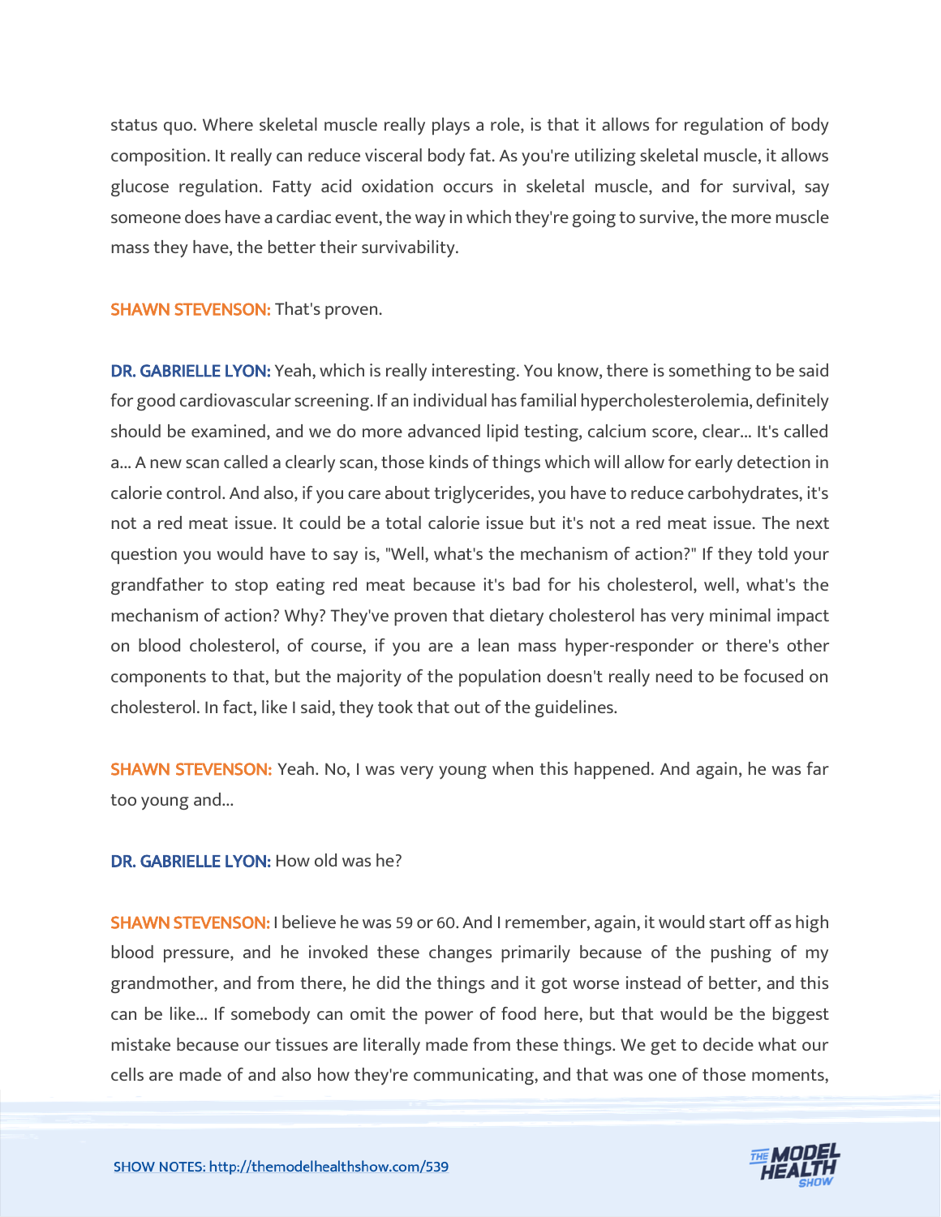status quo. Where skeletal muscle really plays a role, is that it allows for regulation of body composition. It really can reduce visceral body fat. As you're utilizing skeletal muscle, it allows glucose regulation. Fatty acid oxidation occurs in skeletal muscle, and for survival, say someone does have a cardiac event, the way in which they're going to survive, the more muscle mass they have, the better their survivability.

**SHAWN STEVENSON:** That's proven.

**DR. GABRIELLE LYON:** Yeah, which is really interesting. You know, there is something to be said for good cardiovascular screening. If an individual has familial hypercholesterolemia, definitely should be examined, and we do more advanced lipid testing, calcium score, clear... It's called a... A new scan called a clearly scan, those kinds of things which will allow for early detection in calorie control. And also, if you care about triglycerides, you have to reduce carbohydrates, it's not a red meat issue. It could be a total calorie issue but it's not a red meat issue. The next question you would have to say is, "Well, what's the mechanism of action?" If they told your grandfather to stop eating red meat because it's bad for his cholesterol, well, what's the mechanism of action? Why? They've proven that dietary cholesterol has very minimal impact on blood cholesterol, of course, if you are a lean mass hyper-responder or there's other components to that, but the majority of the population doesn't really need to be focused on cholesterol. In fact, like I said, they took that out of the guidelines.

**SHAWN STEVENSON:** Yeah. No, I was very young when this happened. And again, he was far too young and...

**DR. GABRIELLE LYON:** How old was he?

**SHAWN STEVENSON:** I believe he was 59 or 60. And I remember, again, it would start off as high blood pressure, and he invoked these changes primarily because of the pushing of my grandmother, and from there, he did the things and it got worse instead of better, and this can be like... If somebody can omit the power of food here, but that would be the biggest mistake because our tissues are literally made from these things. We get to decide what our cells are made of and also how they're communicating, and that was one of those moments,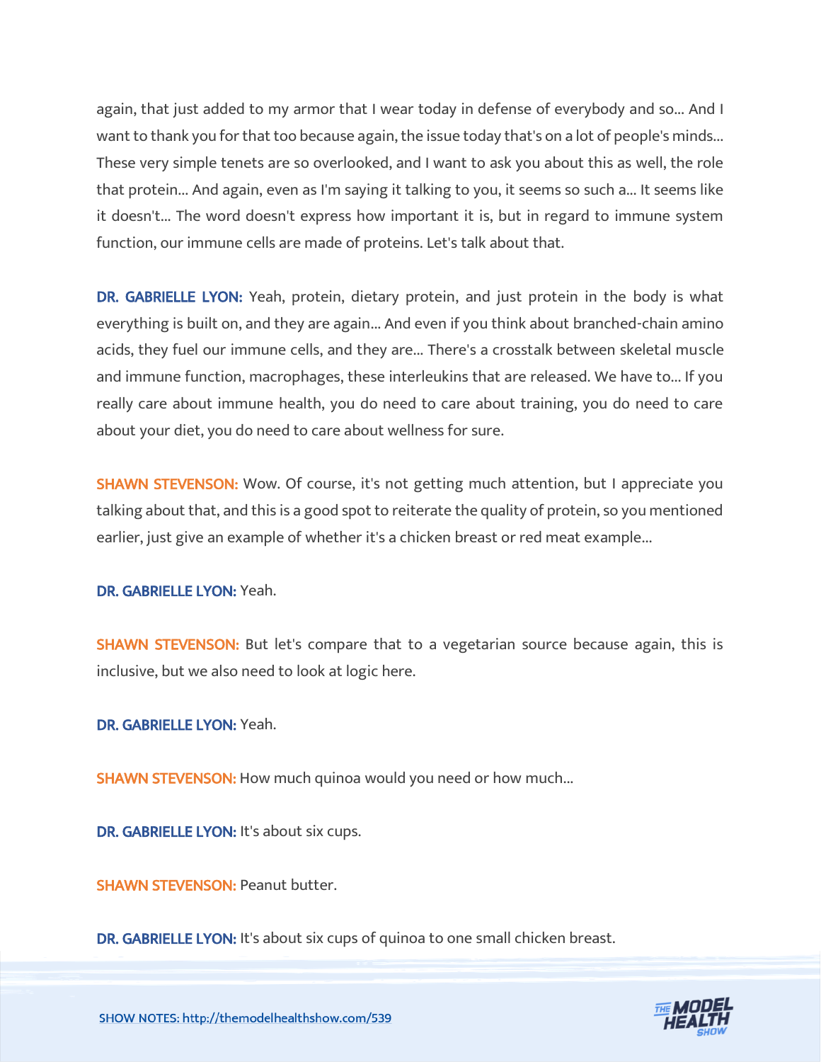again, that just added to my armor that I wear today in defense of everybody and so... And I want to thank you for that too because again, the issue today that's on a lot of people's minds... These very simple tenets are so overlooked, and I want to ask you about this as well, the role that protein... And again, even as I'm saying it talking to you, it seems so such a... It seems like it doesn't... The word doesn't express how important it is, but in regard to immune system function, our immune cells are made of proteins. Let's talk about that.

**DR. GABRIELLE LYON:** Yeah, protein, dietary protein, and just protein in the body is what everything is built on, and they are again... And even if you think about branched-chain amino acids, they fuel our immune cells, and they are... There's a crosstalk between skeletal muscle and immune function, macrophages, these interleukins that are released. We have to... If you really care about immune health, you do need to care about training, you do need to care about your diet, you do need to care about wellness for sure.

**SHAWN STEVENSON:** Wow. Of course, it's not getting much attention, but I appreciate you talking about that, and this is a good spot to reiterate the quality of protein, so you mentioned earlier, just give an example of whether it's a chicken breast or red meat example...

**DR. GABRIELLE LYON:** Yeah.

**SHAWN STEVENSON:** But let's compare that to a vegetarian source because again, this is inclusive, but we also need to look at logic here.

**DR. GABRIELLE LYON:** Yeah.

**SHAWN STEVENSON:** How much quinoa would you need or how much...

**DR. GABRIELLE LYON:** It's about six cups.

**SHAWN STEVENSON:** Peanut butter.

**DR. GABRIELLE LYON:** It's about six cups of quinoa to one small chicken breast.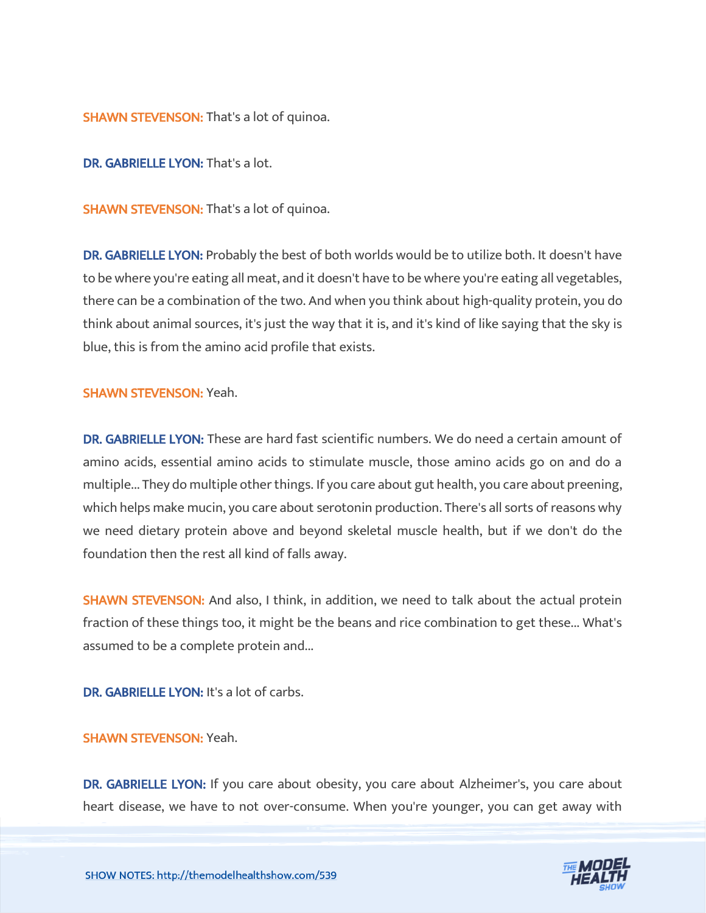**SHAWN STEVENSON:** That's a lot of quinoa.

**DR. GABRIELLE LYON:** That's a lot.

**SHAWN STEVENSON:** That's a lot of quinoa.

**DR. GABRIELLE LYON:** Probably the best of both worlds would be to utilize both. It doesn't have to be where you're eating all meat, and it doesn't have to be where you're eating all vegetables, there can be a combination of the two. And when you think about high-quality protein, you do think about animal sources, it's just the way that it is, and it's kind of like saying that the sky is blue, this is from the amino acid profile that exists.

**SHAWN STEVENSON:** Yeah.

**DR. GABRIELLE LYON:** These are hard fast scientific numbers. We do need a certain amount of amino acids, essential amino acids to stimulate muscle, those amino acids go on and do a multiple... They do multiple other things. If you care about gut health, you care about preening, which helps make mucin, you care about serotonin production. There's all sorts of reasons why we need dietary protein above and beyond skeletal muscle health, but if we don't do the foundation then the rest all kind of falls away.

**SHAWN STEVENSON:** And also, I think, in addition, we need to talk about the actual protein fraction of these things too, it might be the beans and rice combination to get these... What's assumed to be a complete protein and...

**DR. GABRIELLE LYON:** It's a lot of carbs.

**SHAWN STEVENSON:** Yeah.

**DR. GABRIELLE LYON:** If you care about obesity, you care about Alzheimer's, you care about heart disease, we have to not over-consume. When you're younger, you can get away with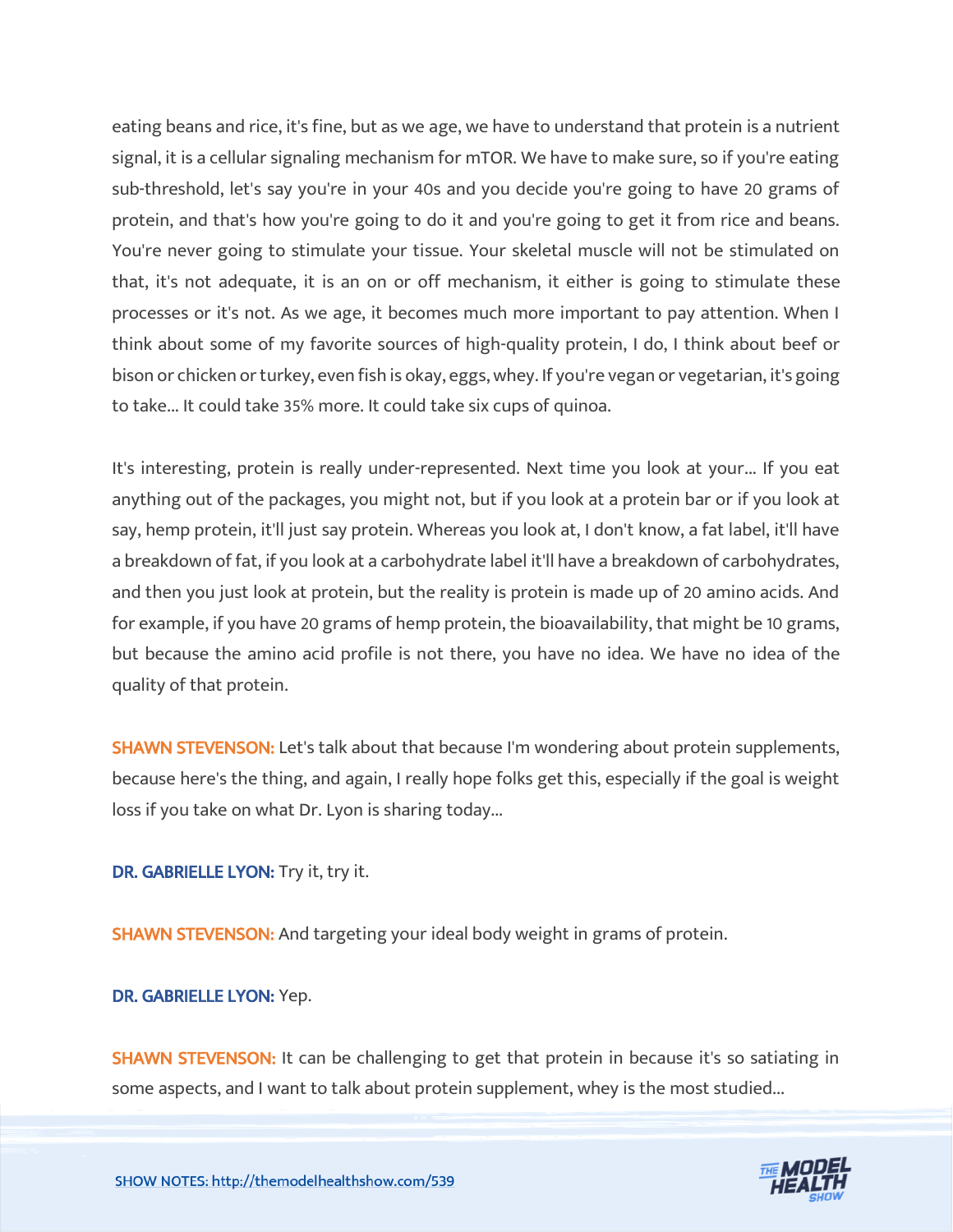eating beans and rice, it's fine, but as we age, we have to understand that protein is a nutrient signal, it is a cellular signaling mechanism for mTOR. We have to make sure, so if you're eating sub-threshold, let's say you're in your 40s and you decide you're going to have 20 grams of protein, and that's how you're going to do it and you're going to get it from rice and beans. You're never going to stimulate your tissue. Your skeletal muscle will not be stimulated on that, it's not adequate, it is an on or off mechanism, it either is going to stimulate these processes or it's not. As we age, it becomes much more important to pay attention. When I think about some of my favorite sources of high-quality protein, I do, I think about beef or bison or chicken or turkey, even fish is okay, eggs, whey. If you're vegan or vegetarian, it's going to take... It could take 35% more. It could take six cups of quinoa.

It's interesting, protein is really under-represented. Next time you look at your... If you eat anything out of the packages, you might not, but if you look at a protein bar or if you look at say, hemp protein, it'll just say protein. Whereas you look at, I don't know, a fat label, it'll have a breakdown of fat, if you look at a carbohydrate label it'll have a breakdown of carbohydrates, and then you just look at protein, but the reality is protein is made up of 20 amino acids. And for example, if you have 20 grams of hemp protein, the bioavailability, that might be 10 grams, but because the amino acid profile is not there, you have no idea. We have no idea of the quality of that protein.

**SHAWN STEVENSON:** Let's talk about that because I'm wondering about protein supplements, because here's the thing, and again, I really hope folks get this, especially if the goal is weight loss if you take on what Dr. Lyon is sharing today...

**DR. GABRIELLE LYON:** Try it, try it.

**SHAWN STEVENSON:** And targeting your ideal body weight in grams of protein.

**DR. GABRIELLE LYON:** Yep.

**SHAWN STEVENSON:** It can be challenging to get that protein in because it's so satiating in some aspects, and I want to talk about protein supplement, whey is the most studied...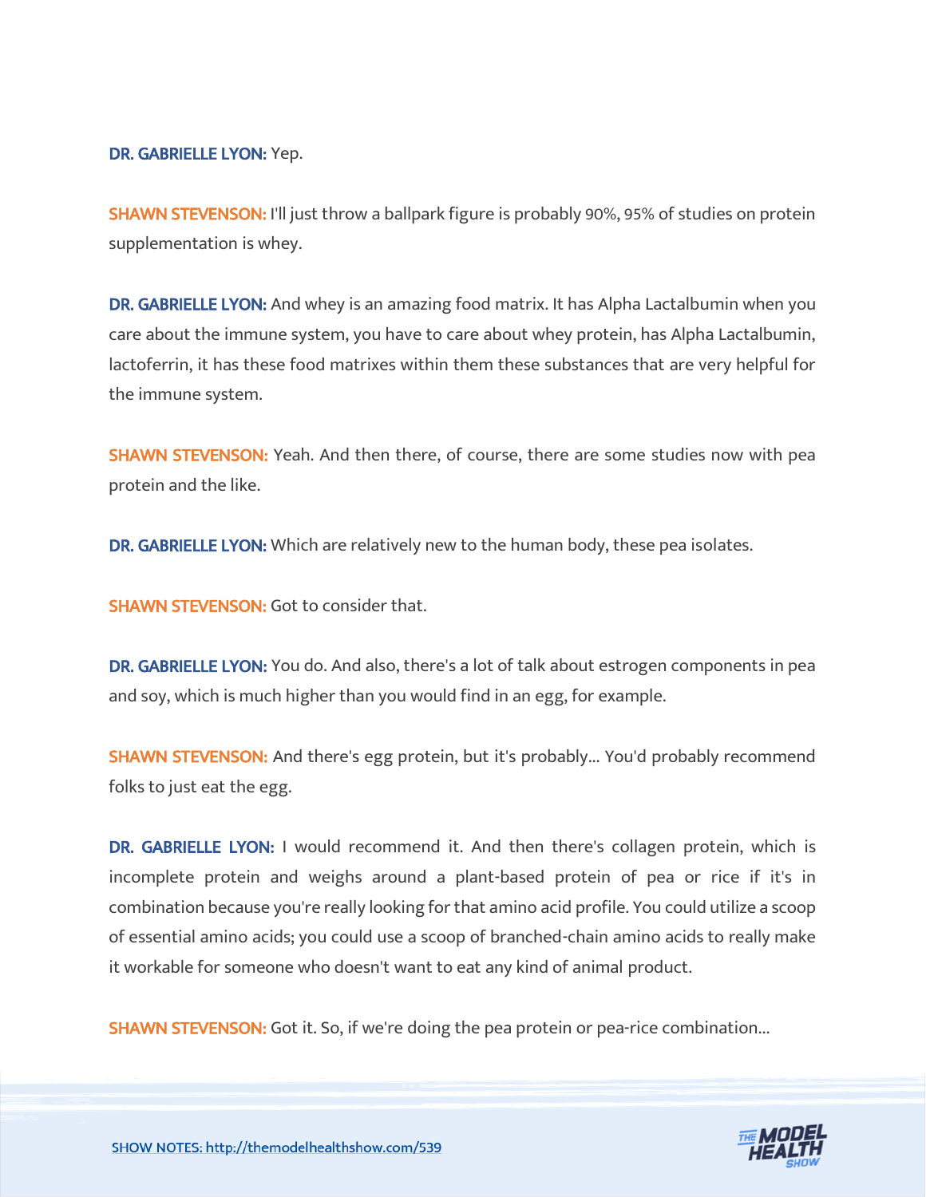**DR. GABRIELLE LYON:** Yep.

**SHAWN STEVENSON:** I'll just throw a ballpark figure is probably 90%, 95% of studies on protein supplementation is whey.

**DR. GABRIELLE LYON:** And whey is an amazing food matrix. It has Alpha Lactalbumin when you care about the immune system, you have to care about whey protein, has Alpha Lactalbumin, lactoferrin, it has these food matrixes within them these substances that are very helpful for the immune system.

**SHAWN STEVENSON:** Yeah. And then there, of course, there are some studies now with pea protein and the like.

**DR. GABRIELLE LYON:** Which are relatively new to the human body, these pea isolates.

**SHAWN STEVENSON:** Got to consider that.

**DR. GABRIELLE LYON:** You do. And also, there's a lot of talk about estrogen components in pea and soy, which is much higher than you would find in an egg, for example.

**SHAWN STEVENSON:** And there's egg protein, but it's probably... You'd probably recommend folks to just eat the egg.

**DR. GABRIELLE LYON:** I would recommend it. And then there's collagen protein, which is incomplete protein and weighs around a plant-based protein of pea or rice if it's in combination because you're really looking for that amino acid profile. You could utilize a scoop of essential amino acids; you could use a scoop of branched-chain amino acids to really make it workable for someone who doesn't want to eat any kind of animal product.

**SHAWN STEVENSON:** Got it. So, if we're doing the pea protein or pea-rice combination...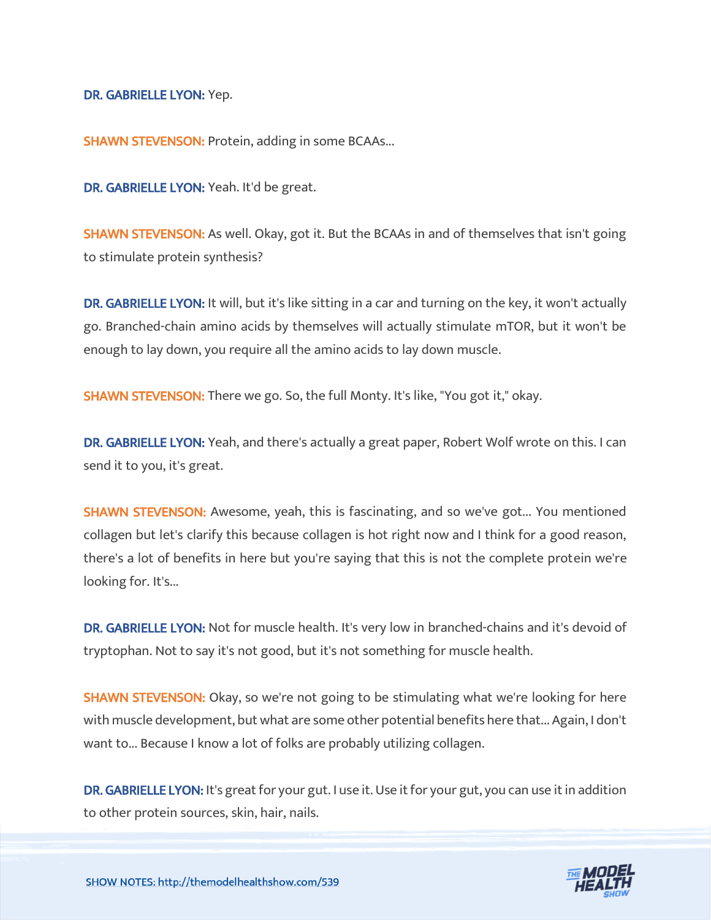**DR. GABRIELLE LYON:** Yep.

**SHAWN STEVENSON:** Protein, adding in some BCAAs...

**DR. GABRIELLE LYON:** Yeah. It'd be great.

**SHAWN STEVENSON:** As well. Okay, got it. But the BCAAs in and of themselves that isn't going to stimulate protein synthesis?

**DR. GABRIELLE LYON:** It will, but it's like sitting in a car and turning on the key, it won't actually go. Branched-chain amino acids by themselves will actually stimulate mTOR, but it won't be enough to lay down, you require all the amino acids to lay down muscle.

**SHAWN STEVENSON:** There we go. So, the full Monty. It's like, "You got it," okay.

**DR. GABRIELLE LYON:** Yeah, and there's actually a great paper, Robert Wolf wrote on this. I can send it to you, it's great.

**SHAWN STEVENSON:** Awesome, yeah, this is fascinating, and so we've got... You mentioned collagen but let's clarify this because collagen is hot right now and I think for a good reason, there's a lot of benefits in here but you're saying that this is not the complete protein we're looking for. It's...

**DR. GABRIELLE LYON:** Not for muscle health. It's very low in branched-chains and it's devoid of tryptophan. Not to say it's not good, but it's not something for muscle health.

**SHAWN STEVENSON:** Okay, so we're not going to be stimulating what we're looking for here with muscle development, but what are some other potential benefits here that... Again, I don't want to... Because I know a lot of folks are probably utilizing collagen.

**DR. GABRIELLE LYON:** It's great for your gut. I use it. Use it for your gut, you can use it in addition to other protein sources, skin, hair, nails.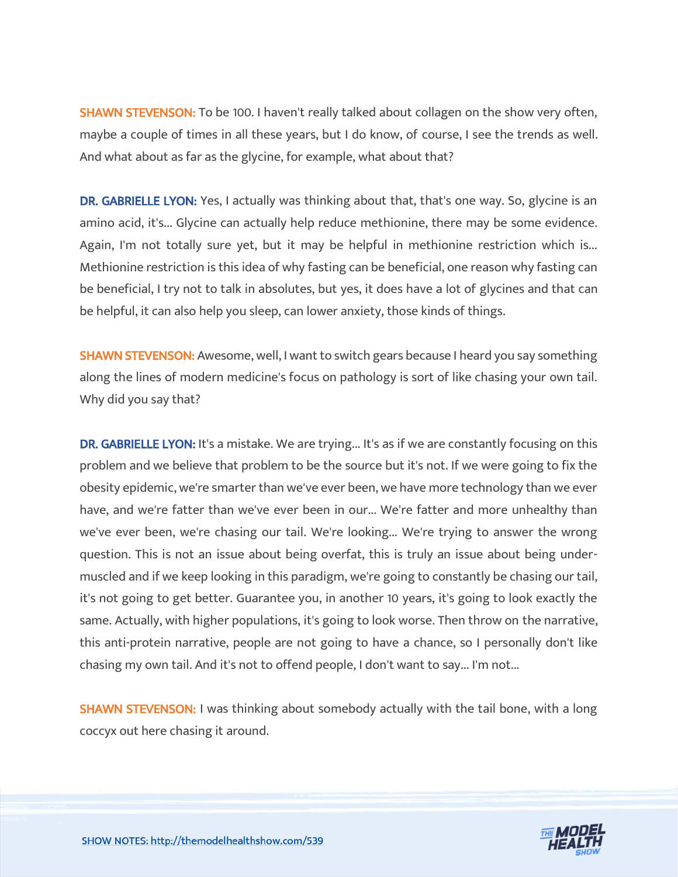**SHAWN STEVENSON:** To be 100. I haven't really talked about collagen on the show very often, maybe a couple of times in all these years, but I do know, of course, I see the trends as well. And what about as far as the glycine, for example, what about that?

**DR. GABRIELLE LYON:** Yes, I actually was thinking about that, that's one way. So, glycine is an amino acid, it's... Glycine can actually help reduce methionine, there may be some evidence. Again, I'm not totally sure yet, but it may be helpful in methionine restriction which is... Methionine restriction is this idea of why fasting can be beneficial, one reason why fasting can be beneficial, I try not to talk in absolutes, but yes, it does have a lot of glycines and that can be helpful, it can also help you sleep, can lower anxiety, those kinds of things.

**SHAWN STEVENSON:** Awesome, well, I want to switch gears because I heard you say something along the lines of modern medicine's focus on pathology is sort of like chasing your own tail. Why did you say that?

**DR. GABRIELLE LYON:** It's a mistake. We are trying... It's as if we are constantly focusing on this problem and we believe that problem to be the source but it's not. If we were going to fix the obesity epidemic, we're smarter than we've ever been, we have more technology than we ever have, and we're fatter than we've ever been in our... We're fatter and more unhealthy than we've ever been, we're chasing our tail. We're looking... We're trying to answer the wrong question. This is not an issue about being overfat, this is truly an issue about being under-muscled and if we keep looking in this paradigm, we're going to constantly be chasing our tail, it's not going to get better. Guarantee you, in another 10 years, it's going to look exactly the same. Actually, with higher populations, it's going to look worse. Then throw on the narrative, this anti-protein narrative, people are not going to have a chance, so I personally don't like chasing my own tail. And it's not to offend people, I don't want to say... I'm not...

**SHAWN STEVENSON:** I was thinking about somebody actually with the tail bone, with a long coccyx out here chasing it around.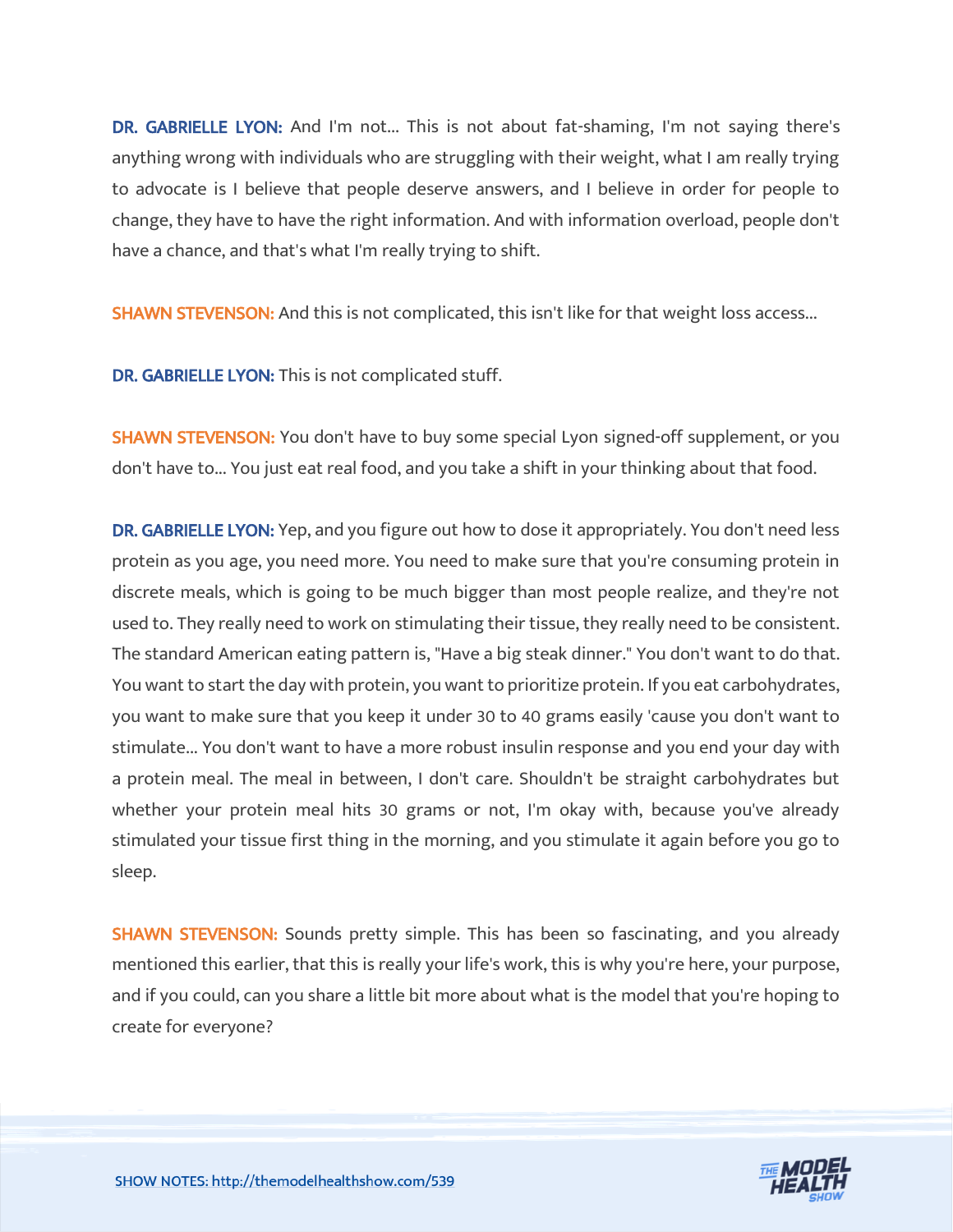**DR. GABRIELLE LYON:** And I'm not... This is not about fat-shaming, I'm not saying there's anything wrong with individuals who are struggling with their weight, what I am really trying to advocate is I believe that people deserve answers, and I believe in order for people to change, they have to have the right information. And with information overload, people don't have a chance, and that's what I'm really trying to shift.

**SHAWN STEVENSON:** And this is not complicated, this isn't like for that weight loss access...

**DR. GABRIELLE LYON:** This is not complicated stuff.

**SHAWN STEVENSON:** You don't have to buy some special Lyon signed-off supplement, or you don't have to... You just eat real food, and you take a shift in your thinking about that food.

**DR. GABRIELLE LYON:** Yep, and you figure out how to dose it appropriately. You don't need less protein as you age, you need more. You need to make sure that you're consuming protein in discrete meals, which is going to be much bigger than most people realize, and they're not used to. They really need to work on stimulating their tissue, they really need to be consistent. The standard American eating pattern is, "Have a big steak dinner." You don't want to do that. You want to start the day with protein, you want to prioritize protein. If you eat carbohydrates, you want to make sure that you keep it under 30 to 40 grams easily 'cause you don't want to stimulate... You don't want to have a more robust insulin response and you end your day with a protein meal. The meal in between, I don't care. Shouldn't be straight carbohydrates but whether your protein meal hits 30 grams or not, I'm okay with, because you've already stimulated your tissue first thing in the morning, and you stimulate it again before you go to sleep.

**SHAWN STEVENSON:** Sounds pretty simple. This has been so fascinating, and you already mentioned this earlier, that this is really your life's work, this is why you're here, your purpose, and if you could, can you share a little bit more about what is the model that you're hoping to create for everyone?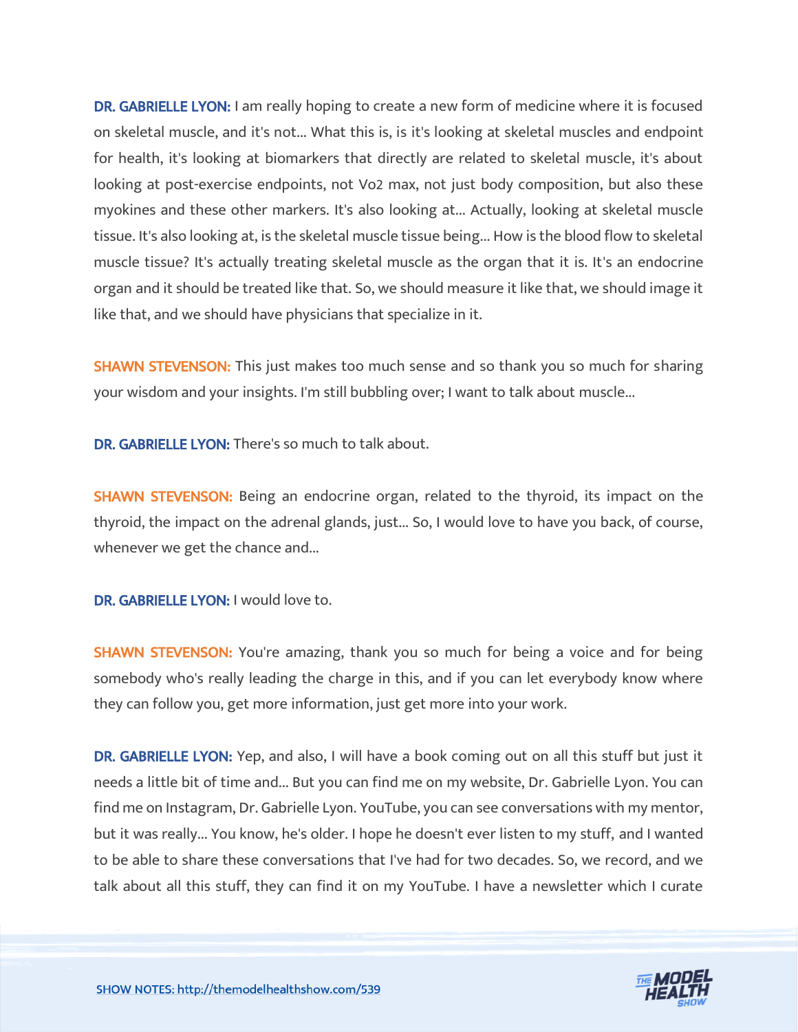**DR. GABRIELLE LYON:** I am really hoping to create a new form of medicine where it is focused on skeletal muscle, and it's not... What this is, is it's looking at skeletal muscles and endpoint for health, it's looking at biomarkers that directly are related to skeletal muscle, it's about looking at post-exercise endpoints, not Vo2 max, not just body composition, but also these myokines and these other markers. It's also looking at... Actually, looking at skeletal muscle tissue. It's also looking at, is the skeletal muscle tissue being... How is the blood flow to skeletal muscle tissue? It's actually treating skeletal muscle as the organ that it is. It's an endocrine organ and it should be treated like that. So, we should measure it like that, we should image it like that, and we should have physicians that specialize in it.

**SHAWN STEVENSON:** This just makes too much sense and so thank you so much for sharing your wisdom and your insights. I'm still bubbling over; I want to talk about muscle...

**DR. GABRIELLE LYON:** There's so much to talk about.

**SHAWN STEVENSON:** Being an endocrine organ, related to the thyroid, its impact on the thyroid, the impact on the adrenal glands, just... So, I would love to have you back, of course, whenever we get the chance and...

**DR. GABRIELLE LYON:** I would love to.

**SHAWN STEVENSON:** You're amazing, thank you so much for being a voice and for being somebody who's really leading the charge in this, and if you can let everybody know where they can follow you, get more information, just get more into your work.

**DR. GABRIELLE LYON:** Yep, and also, I will have a book coming out on all this stuff but just it needs a little bit of time and... But you can find me on my website, Dr. Gabrielle Lyon. You can find me on Instagram, Dr. Gabrielle Lyon. YouTube, you can see conversations with my mentor, but it was really... You know, he's older. I hope he doesn't ever listen to my stuff, and I wanted to be able to share these conversations that I've had for two decades. So, we record, and we talk about all this stuff, they can find it on my YouTube. I have a newsletter which I curate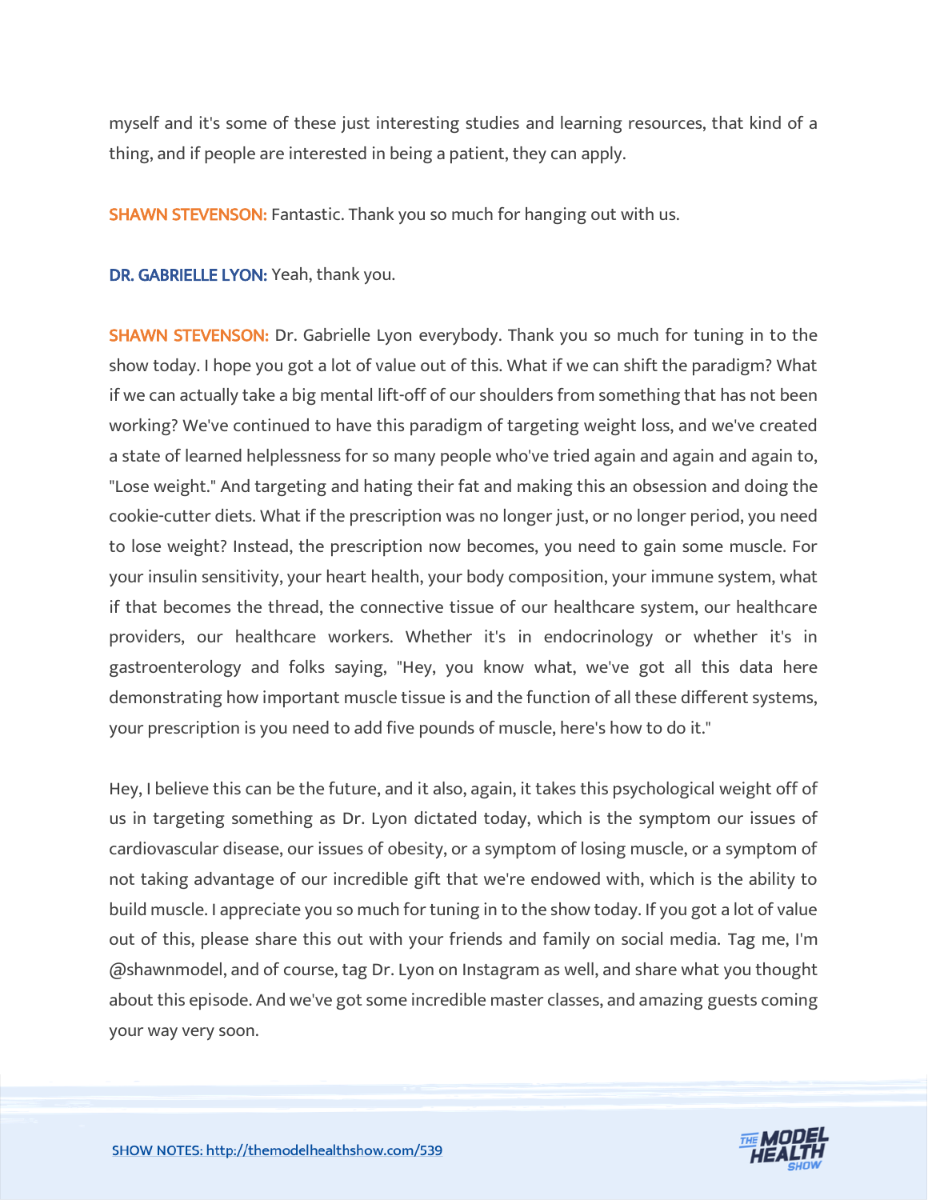myself and it's some of these just interesting studies and learning resources, that kind of a thing, and if people are interested in being a patient, they can apply.

**SHAWN STEVENSON:** Fantastic. Thank you so much for hanging out with us.

**DR. GABRIELLE LYON:** Yeah, thank you.

**SHAWN STEVENSON:** Dr. Gabrielle Lyon everybody. Thank you so much for tuning in to the show today. I hope you got a lot of value out of this. What if we can shift the paradigm? What if we can actually take a big mental lift-off of our shoulders from something that has not been working? We've continued to have this paradigm of targeting weight loss, and we've created a state of learned helplessness for so many people who've tried again and again and again to, "Lose weight." And targeting and hating their fat and making this an obsession and doing the cookie-cutter diets. What if the prescription was no longer just, or no longer period, you need to lose weight? Instead, the prescription now becomes, you need to gain some muscle. For your insulin sensitivity, your heart health, your body composition, your immune system, what if that becomes the thread, the connective tissue of our healthcare system, our healthcare providers, our healthcare workers. Whether it's in endocrinology or whether it's in gastroenterology and folks saying, "Hey, you know what, we've got all this data here demonstrating how important muscle tissue is and the function of all these different systems, your prescription is you need to add five pounds of muscle, here's how to do it."

Hey, I believe this can be the future, and it also, again, it takes this psychological weight off of us in targeting something as Dr. Lyon dictated today, which is the symptom our issues of cardiovascular disease, our issues of obesity, or a symptom of losing muscle, or a symptom of not taking advantage of our incredible gift that we're endowed with, which is the ability to build muscle. I appreciate you so much for tuning in to the show today. If you got a lot of value out of this, please share this out with your friends and family on social media. Tag me, I'm @shawnmodel, and of course, tag Dr. Lyon on Instagram as well, and share what you thought about this episode. And we've got some incredible master classes, and amazing guests coming your way very soon.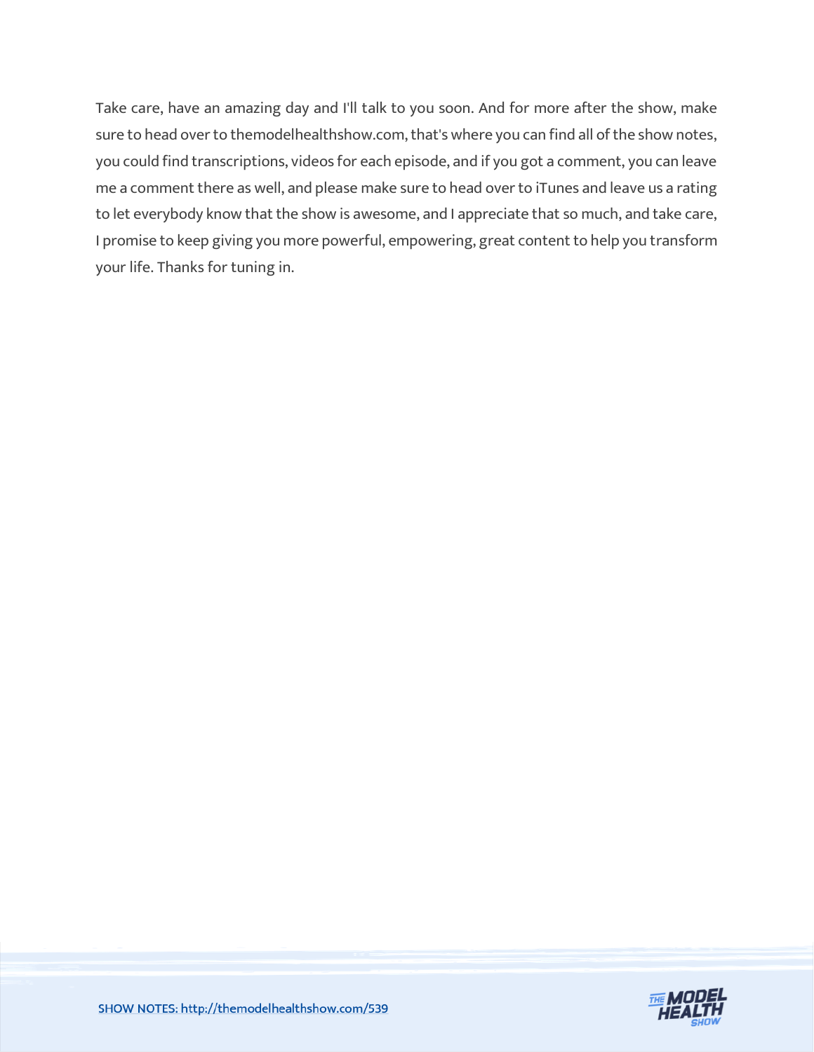Take care, have an amazing day and I'll talk to you soon. And for more after the show, make sure to head over to themodelhealthshow.com, that's where you can find all of the show notes, you could find transcriptions, videos for each episode, and if you got a comment, you can leave me a comment there as well, and please make sure to head over to iTunes and leave us a rating to let everybody know that the show is awesome, and I appreciate that so much, and take care, I promise to keep giving you more powerful, empowering, great content to help you transform your life. Thanks for tuning in.